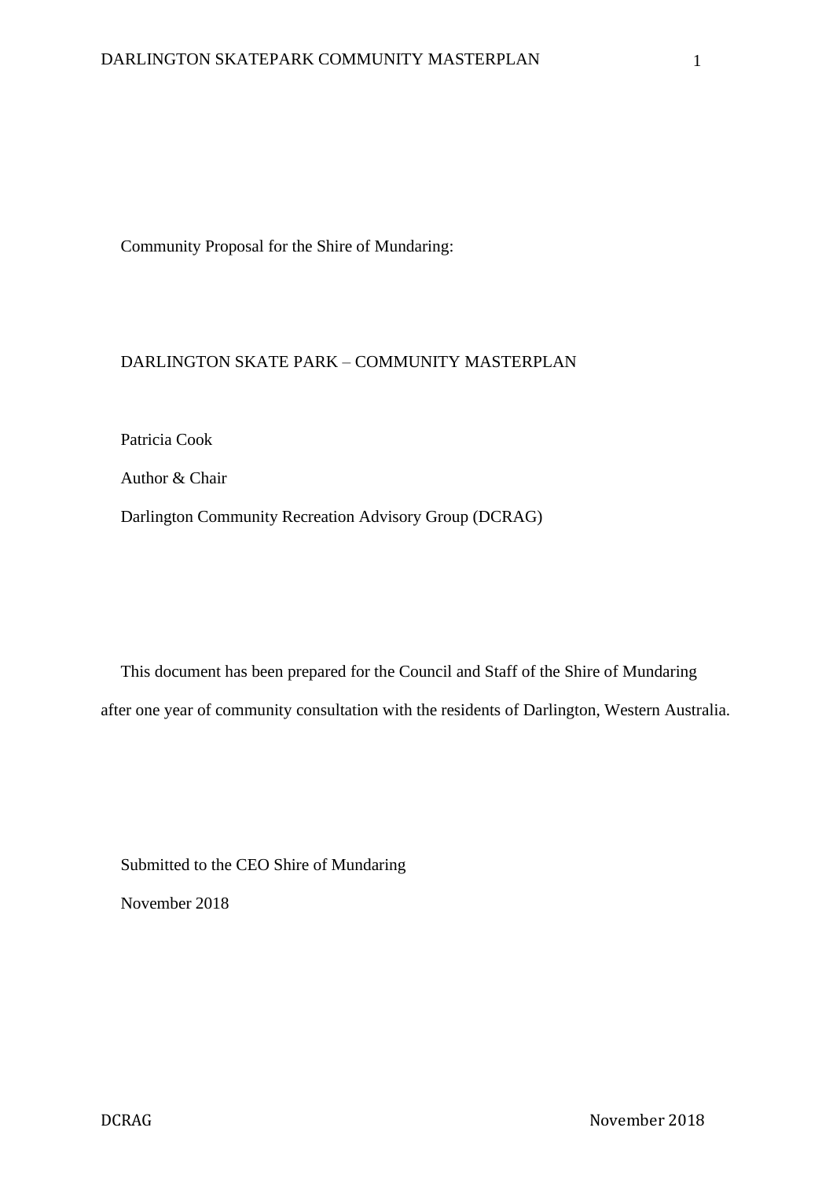Community Proposal for the Shire of Mundaring:

# DARLINGTON SKATE PARK – COMMUNITY MASTERPLAN

Patricia Cook

Author & Chair

Darlington Community Recreation Advisory Group (DCRAG)

This document has been prepared for the Council and Staff of the Shire of Mundaring after one year of community consultation with the residents of Darlington, Western Australia.

Submitted to the CEO Shire of Mundaring

November 2018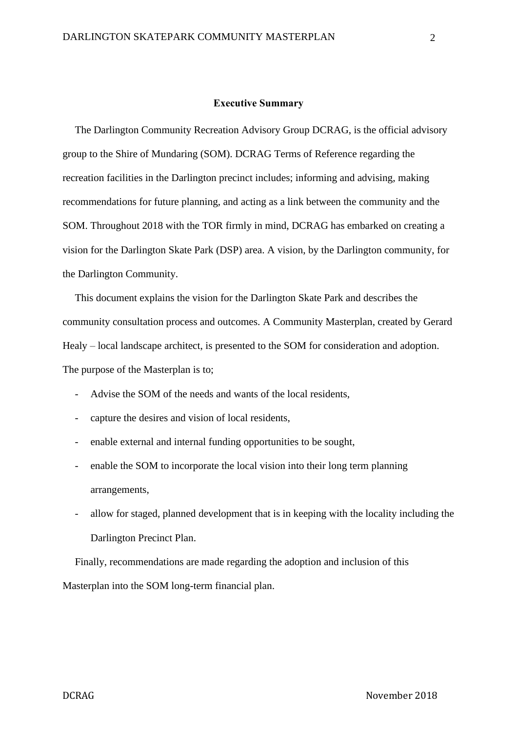## Executive Summary

The Darlington Community Recreation Advisory Group DCRAG, is the official advisory group to the Shire of Mundaring (SOM). DCRAG Terms of Reference regarding the recreation facilities in the Darlington precinct includes; informing and advising, making recommendations for future planning, and acting as a link between the community and the SOM. Throughout 2018 with the TOR firmly in mind, DCRAG has embarked on creating a vision for the Darlington Skate Park (DSP) area. A vision, by the Darlington community, for the Darlington Community.

This document explains the vision for the Darlington Skate Park and describes the community consultation process and outcomes. A Community Masterplan, created by Gerard Healy – local landscape architect, is presented to the SOM for consideration and adoption. The purpose of the Masterplan is to;

- Advise the SOM of the needs and wants of the local residents,
- capture the desires and vision of local residents,
- enable external and internal funding opportunities to be sought,
- enable the SOM to incorporate the local vision into their long term planning arrangements,
- allow for staged, planned development that is in keeping with the locality including the Darlington Precinct Plan.

Finally, recommendations are made regarding the adoption and inclusion of this Masterplan into the SOM long-term financial plan.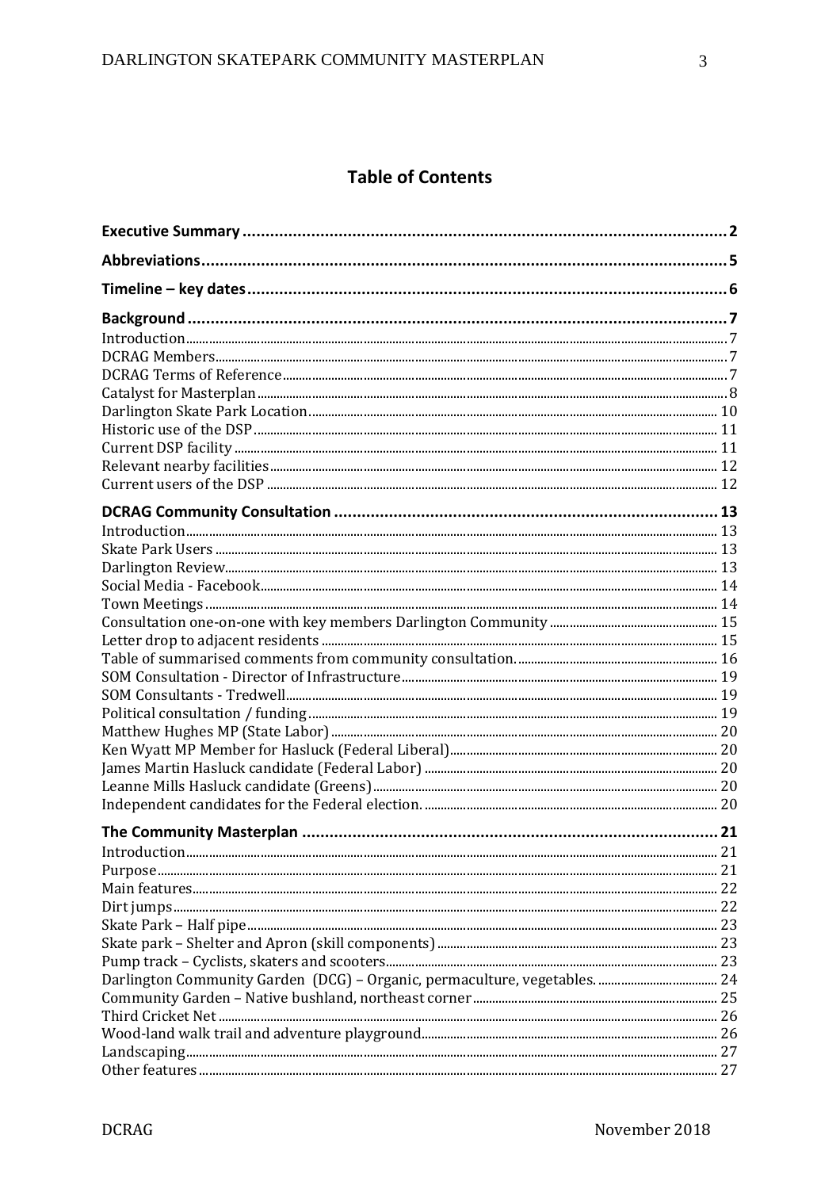# Table of Contents

**Executive Summary** .......... **2**

**Abbreviations** .......... **5**

**Timeline – key dates** .......... **6**

**Background** .......... **7**

Introduction .......... 7
DCRAG Members .......... 7
DCRAG Terms of Reference .......... 7
Catalyst for Masterplan .......... 8
Darlington Skate Park Location .......... 10
Historic use of the DSP .......... 11
Current DSP facility .......... 11
Relevant nearby facilities .......... 12
Current users of the DSP .......... 12

**DCRAG Community Consultation** .......... **13**

Introduction .......... 13
Skate Park Users .......... 13
Darlington Review .......... 13
Social Media - Facebook .......... 14
Town Meetings .......... 14
Consultation one-on-one with key members Darlington Community .......... 15
Letter drop to adjacent residents .......... 15
Table of summarised comments from community consultation. .......... 16
SOM Consultation - Director of Infrastructure .......... 19
SOM Consultants - Tredwell .......... 19
Political consultation / funding .......... 19
Matthew Hughes MP (State Labor) .......... 20
Ken Wyatt MP Member for Hasluck (Federal Liberal) .......... 20
James Martin Hasluck candidate (Federal Labor) .......... 20
Leanne Mills Hasluck candidate (Greens) .......... 20
Independent candidates for the Federal election. .......... 20

**The Community Masterplan** .......... **21**

Introduction .......... 21
Purpose .......... 21
Main features .......... 22
Dirt jumps .......... 22
Skate Park – Half pipe .......... 23
Skate park – Shelter and Apron (skill components) .......... 23
Pump track – Cyclists, skaters and scooters .......... 23
Darlington Community Garden (DCG) – Organic, permaculture, vegetables. .......... 24
Community Garden – Native bushland, northeast corner .......... 25
Third Cricket Net .......... 26
Wood-land walk trail and adventure playground .......... 26
Landscaping .......... 27
Other features .......... 27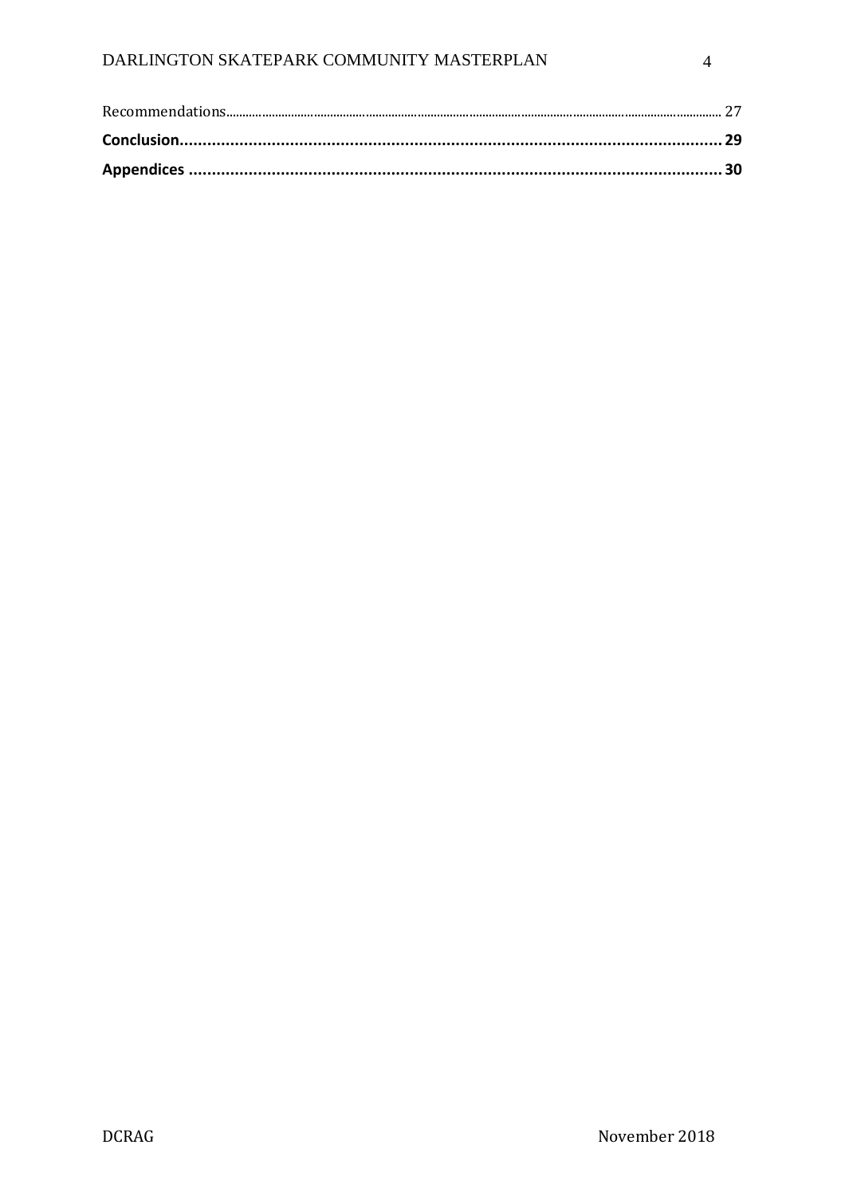Recommendations........................................................................................................................................................ 27

**Conclusion........................................................................................................................ 29**

**Appendices ....................................................................................................................... 30**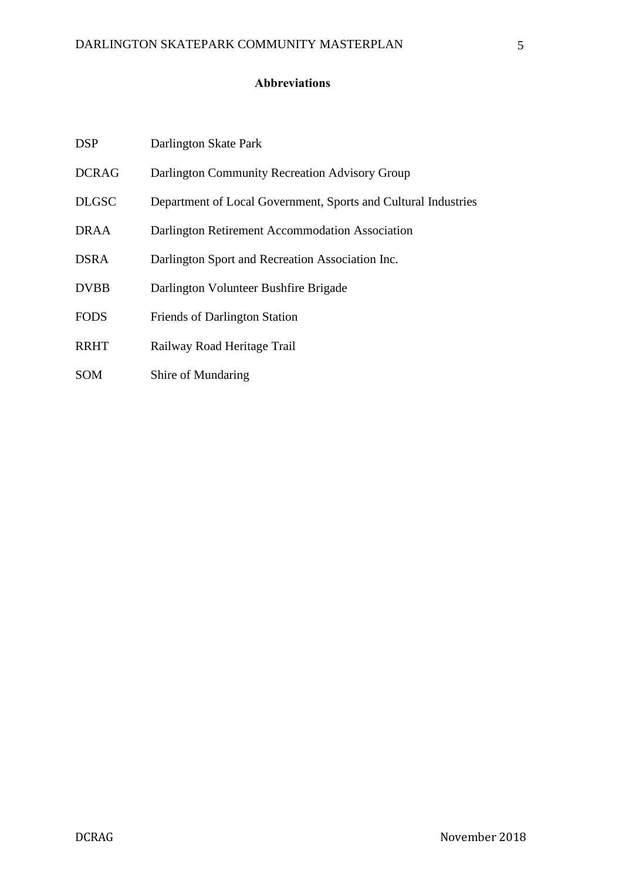## Abbreviations

| | |
|---|---|
| DSP | Darlington Skate Park |
| DCRAG | Darlington Community Recreation Advisory Group |
| DLGSC | Department of Local Government, Sports and Cultural Industries |
| DRAA | Darlington Retirement Accommodation Association |
| DSRA | Darlington Sport and Recreation Association Inc. |
| DVBB | Darlington Volunteer Bushfire Brigade |
| FODS | Friends of Darlington Station |
| RRHT | Railway Road Heritage Trail |
| SOM | Shire of Mundaring |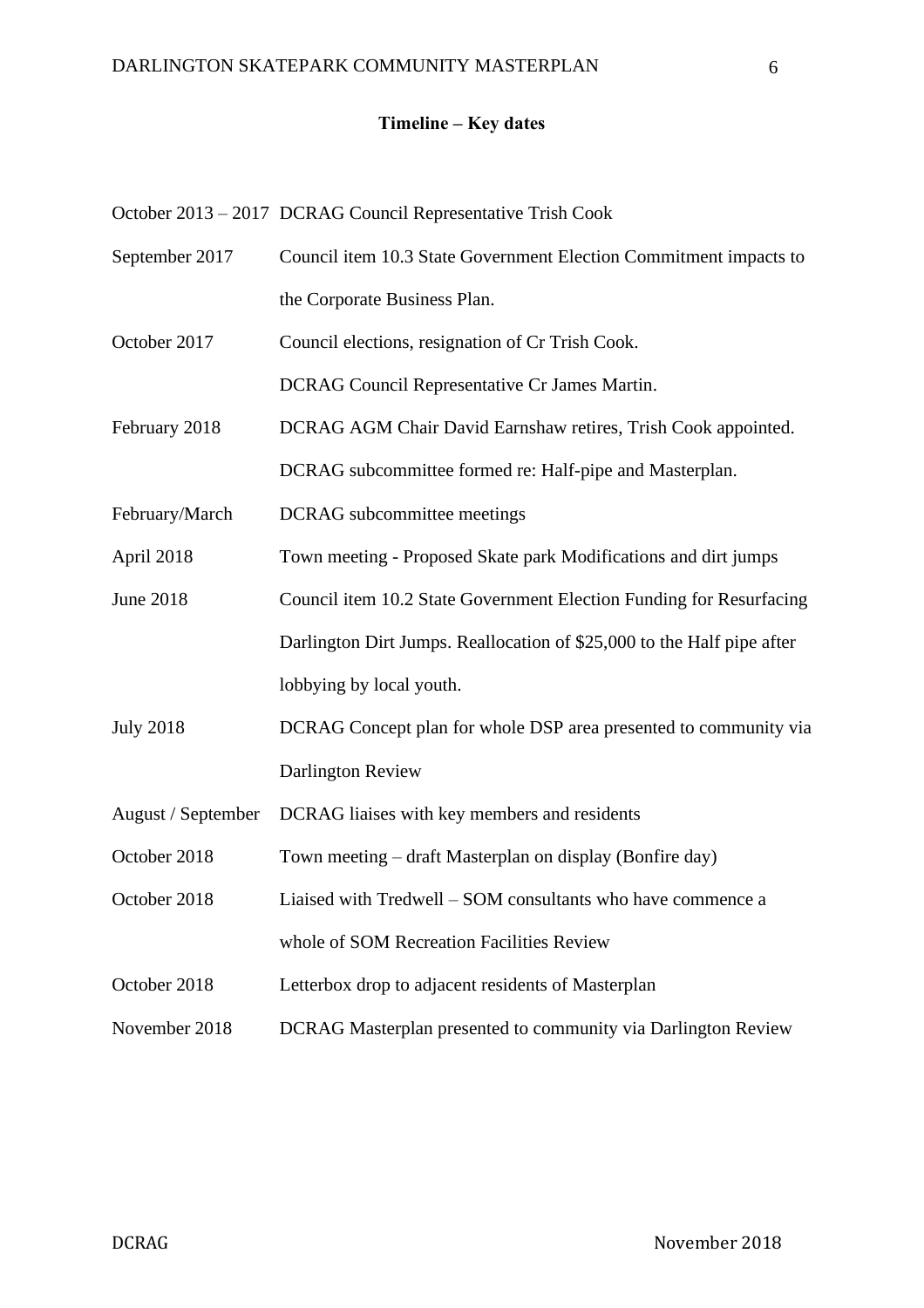**Timeline – Key dates**

| | |
|---|---|
| October 2013 – 2017 | DCRAG Council Representative Trish Cook |
| September 2017 | Council item 10.3 State Government Election Commitment impacts to the Corporate Business Plan. |
| October 2017 | Council elections, resignation of Cr Trish Cook. DCRAG Council Representative Cr James Martin. |
| February 2018 | DCRAG AGM Chair David Earnshaw retires, Trish Cook appointed. DCRAG subcommittee formed re: Half-pipe and Masterplan. |
| February/March | DCRAG subcommittee meetings |
| April 2018 | Town meeting - Proposed Skate park Modifications and dirt jumps |
| June 2018 | Council item 10.2 State Government Election Funding for Resurfacing Darlington Dirt Jumps. Reallocation of $25,000 to the Half pipe after lobbying by local youth. |
| July 2018 | DCRAG Concept plan for whole DSP area presented to community via Darlington Review |
| August / September | DCRAG liaises with key members and residents |
| October 2018 | Town meeting – draft Masterplan on display (Bonfire day) |
| October 2018 | Liaised with Tredwell – SOM consultants who have commence a whole of SOM Recreation Facilities Review |
| October 2018 | Letterbox drop to adjacent residents of Masterplan |
| November 2018 | DCRAG Masterplan presented to community via Darlington Review |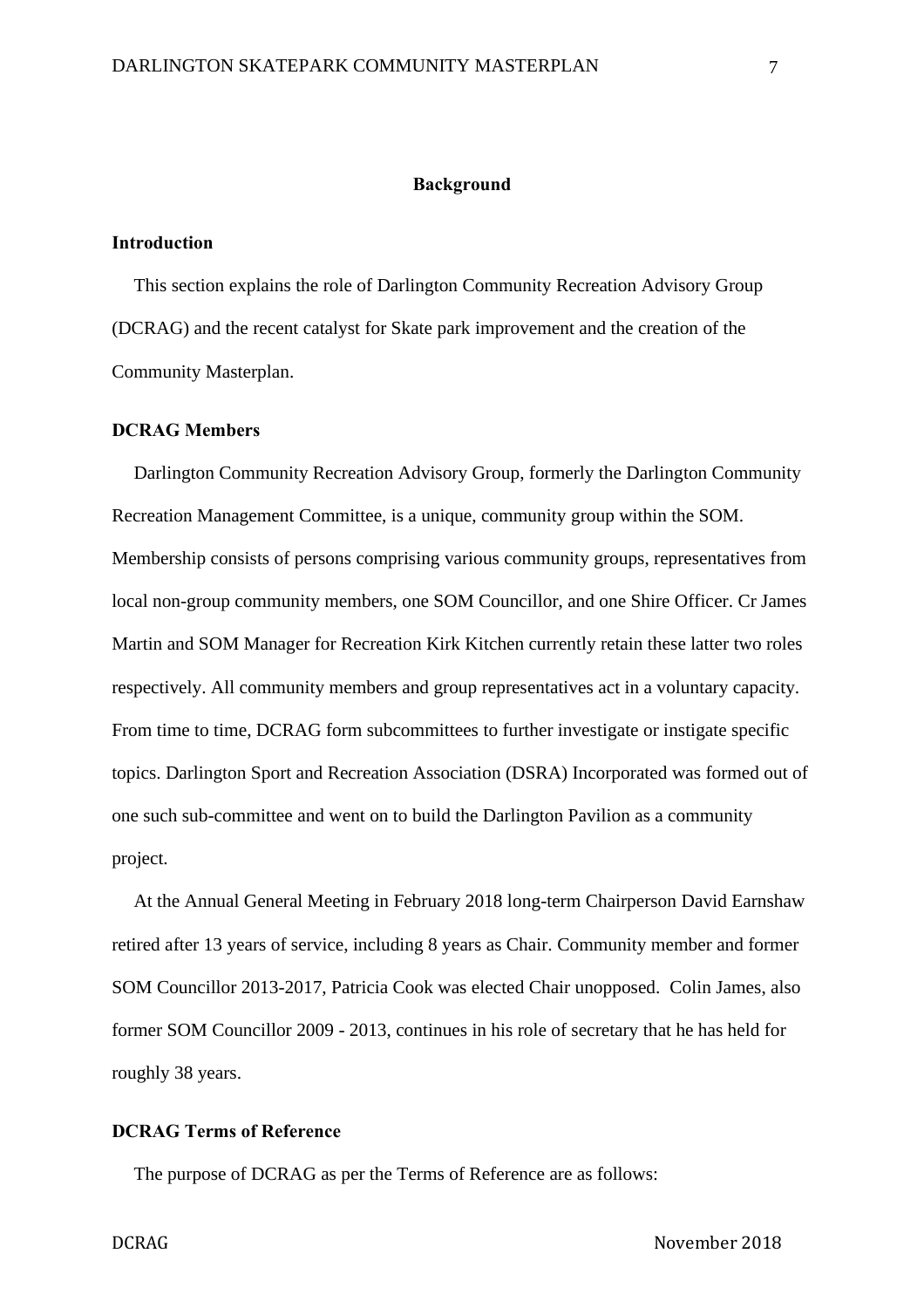# Background

## Introduction

This section explains the role of Darlington Community Recreation Advisory Group (DCRAG) and the recent catalyst for Skate park improvement and the creation of the Community Masterplan.

## DCRAG Members

Darlington Community Recreation Advisory Group, formerly the Darlington Community Recreation Management Committee, is a unique, community group within the SOM. Membership consists of persons comprising various community groups, representatives from local non-group community members, one SOM Councillor, and one Shire Officer. Cr James Martin and SOM Manager for Recreation Kirk Kitchen currently retain these latter two roles respectively. All community members and group representatives act in a voluntary capacity. From time to time, DCRAG form subcommittees to further investigate or instigate specific topics. Darlington Sport and Recreation Association (DSRA) Incorporated was formed out of one such sub-committee and went on to build the Darlington Pavilion as a community project.

At the Annual General Meeting in February 2018 long-term Chairperson David Earnshaw retired after 13 years of service, including 8 years as Chair. Community member and former SOM Councillor 2013-2017, Patricia Cook was elected Chair unopposed. Colin James, also former SOM Councillor 2009 - 2013, continues in his role of secretary that he has held for roughly 38 years.

## DCRAG Terms of Reference

The purpose of DCRAG as per the Terms of Reference are as follows: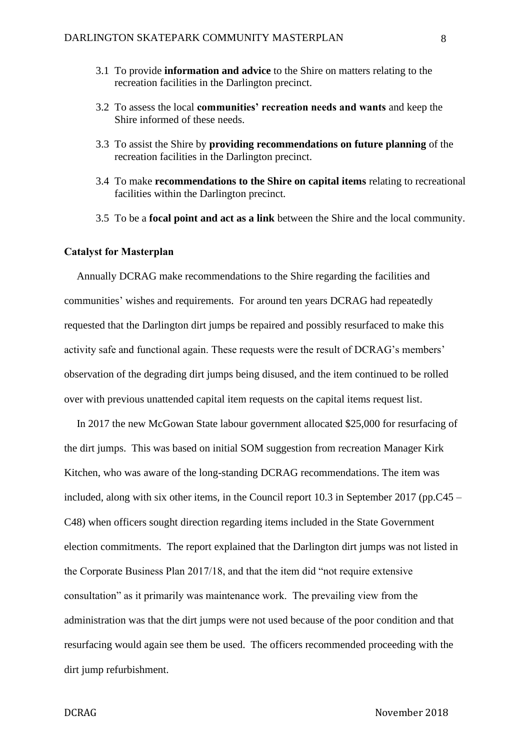3.1 To provide **information and advice** to the Shire on matters relating to the recreation facilities in the Darlington precinct.

3.2 To assess the local **communities' recreation needs and wants** and keep the Shire informed of these needs.

3.3 To assist the Shire by **providing recommendations on future planning** of the recreation facilities in the Darlington precinct.

3.4 To make **recommendations to the Shire on capital items** relating to recreational facilities within the Darlington precinct.

3.5 To be a **focal point and act as a link** between the Shire and the local community.

**Catalyst for Masterplan**

Annually DCRAG make recommendations to the Shire regarding the facilities and communities' wishes and requirements. For around ten years DCRAG had repeatedly requested that the Darlington dirt jumps be repaired and possibly resurfaced to make this activity safe and functional again. These requests were the result of DCRAG's members' observation of the degrading dirt jumps being disused, and the item continued to be rolled over with previous unattended capital item requests on the capital items request list.

In 2017 the new McGowan State labour government allocated $25,000 for resurfacing of the dirt jumps. This was based on initial SOM suggestion from recreation Manager Kirk Kitchen, who was aware of the long-standing DCRAG recommendations. The item was included, along with six other items, in the Council report 10.3 in September 2017 (pp.C45 – C48) when officers sought direction regarding items included in the State Government election commitments. The report explained that the Darlington dirt jumps was not listed in the Corporate Business Plan 2017/18, and that the item did "not require extensive consultation" as it primarily was maintenance work. The prevailing view from the administration was that the dirt jumps were not used because of the poor condition and that resurfacing would again see them be used. The officers recommended proceeding with the dirt jump refurbishment.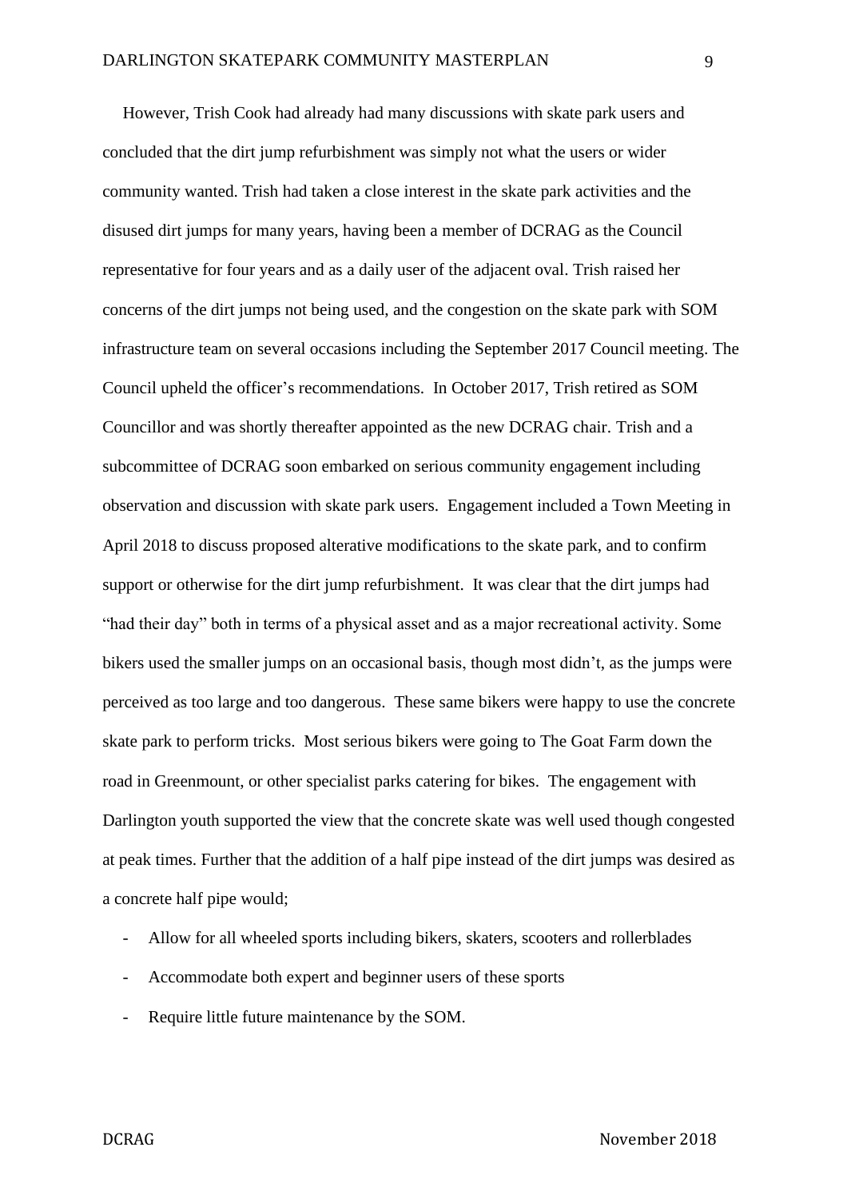However, Trish Cook had already had many discussions with skate park users and concluded that the dirt jump refurbishment was simply not what the users or wider community wanted. Trish had taken a close interest in the skate park activities and the disused dirt jumps for many years, having been a member of DCRAG as the Council representative for four years and as a daily user of the adjacent oval. Trish raised her concerns of the dirt jumps not being used, and the congestion on the skate park with SOM infrastructure team on several occasions including the September 2017 Council meeting. The Council upheld the officer's recommendations. In October 2017, Trish retired as SOM Councillor and was shortly thereafter appointed as the new DCRAG chair. Trish and a subcommittee of DCRAG soon embarked on serious community engagement including observation and discussion with skate park users. Engagement included a Town Meeting in April 2018 to discuss proposed alterative modifications to the skate park, and to confirm support or otherwise for the dirt jump refurbishment. It was clear that the dirt jumps had "had their day" both in terms of a physical asset and as a major recreational activity. Some bikers used the smaller jumps on an occasional basis, though most didn't, as the jumps were perceived as too large and too dangerous. These same bikers were happy to use the concrete skate park to perform tricks. Most serious bikers were going to The Goat Farm down the road in Greenmount, or other specialist parks catering for bikes. The engagement with Darlington youth supported the view that the concrete skate was well used though congested at peak times. Further that the addition of a half pipe instead of the dirt jumps was desired as a concrete half pipe would;

- Allow for all wheeled sports including bikers, skaters, scooters and rollerblades
- Accommodate both expert and beginner users of these sports
- Require little future maintenance by the SOM.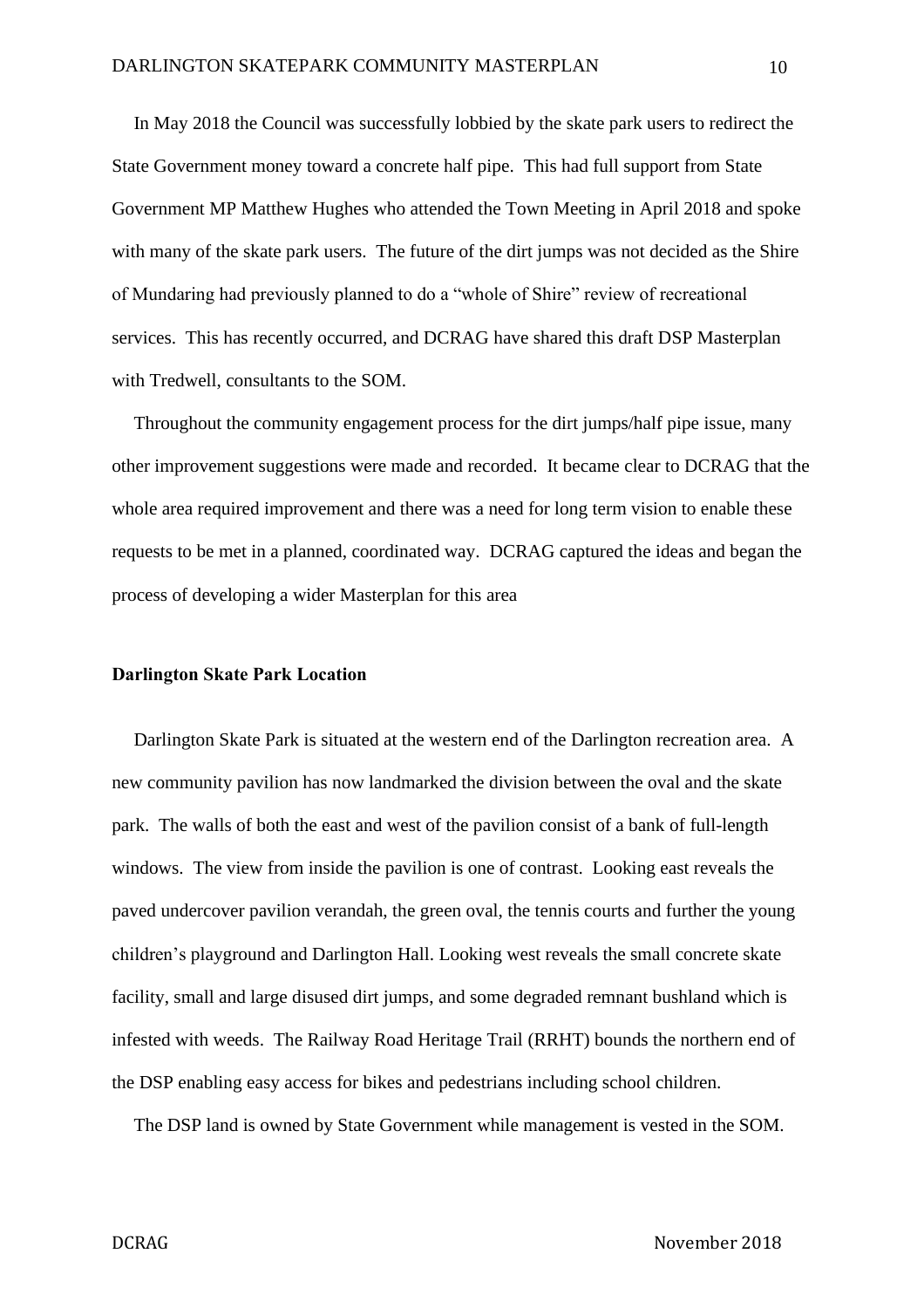In May 2018 the Council was successfully lobbied by the skate park users to redirect the State Government money toward a concrete half pipe. This had full support from State Government MP Matthew Hughes who attended the Town Meeting in April 2018 and spoke with many of the skate park users. The future of the dirt jumps was not decided as the Shire of Mundaring had previously planned to do a "whole of Shire" review of recreational services. This has recently occurred, and DCRAG have shared this draft DSP Masterplan with Tredwell, consultants to the SOM.

Throughout the community engagement process for the dirt jumps/half pipe issue, many other improvement suggestions were made and recorded. It became clear to DCRAG that the whole area required improvement and there was a need for long term vision to enable these requests to be met in a planned, coordinated way. DCRAG captured the ideas and began the process of developing a wider Masterplan for this area

**Darlington Skate Park Location**

Darlington Skate Park is situated at the western end of the Darlington recreation area. A new community pavilion has now landmarked the division between the oval and the skate park. The walls of both the east and west of the pavilion consist of a bank of full-length windows. The view from inside the pavilion is one of contrast. Looking east reveals the paved undercover pavilion verandah, the green oval, the tennis courts and further the young children's playground and Darlington Hall. Looking west reveals the small concrete skate facility, small and large disused dirt jumps, and some degraded remnant bushland which is infested with weeds. The Railway Road Heritage Trail (RRHT) bounds the northern end of the DSP enabling easy access for bikes and pedestrians including school children.

The DSP land is owned by State Government while management is vested in the SOM.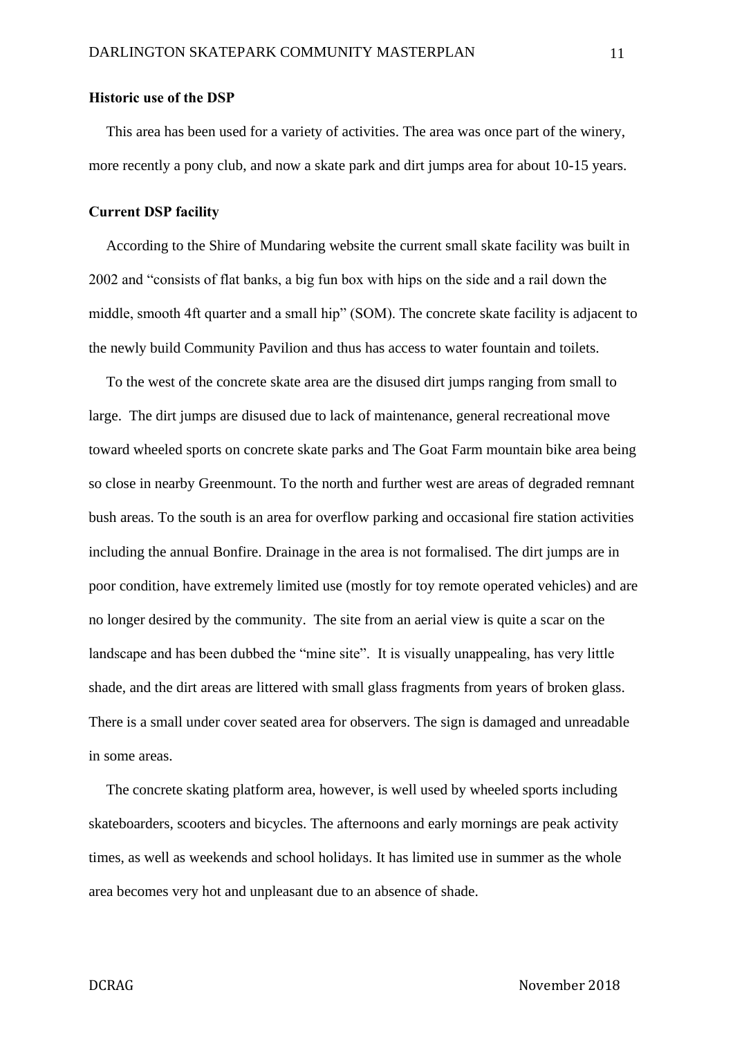**Historic use of the DSP**

This area has been used for a variety of activities. The area was once part of the winery, more recently a pony club, and now a skate park and dirt jumps area for about 10-15 years.

**Current DSP facility**

According to the Shire of Mundaring website the current small skate facility was built in 2002 and "consists of flat banks, a big fun box with hips on the side and a rail down the middle, smooth 4ft quarter and a small hip" (SOM). The concrete skate facility is adjacent to the newly build Community Pavilion and thus has access to water fountain and toilets.

To the west of the concrete skate area are the disused dirt jumps ranging from small to large. The dirt jumps are disused due to lack of maintenance, general recreational move toward wheeled sports on concrete skate parks and The Goat Farm mountain bike area being so close in nearby Greenmount. To the north and further west are areas of degraded remnant bush areas. To the south is an area for overflow parking and occasional fire station activities including the annual Bonfire. Drainage in the area is not formalised. The dirt jumps are in poor condition, have extremely limited use (mostly for toy remote operated vehicles) and are no longer desired by the community. The site from an aerial view is quite a scar on the landscape and has been dubbed the "mine site". It is visually unappealing, has very little shade, and the dirt areas are littered with small glass fragments from years of broken glass. There is a small under cover seated area for observers. The sign is damaged and unreadable in some areas.

The concrete skating platform area, however, is well used by wheeled sports including skateboarders, scooters and bicycles. The afternoons and early mornings are peak activity times, as well as weekends and school holidays. It has limited use in summer as the whole area becomes very hot and unpleasant due to an absence of shade.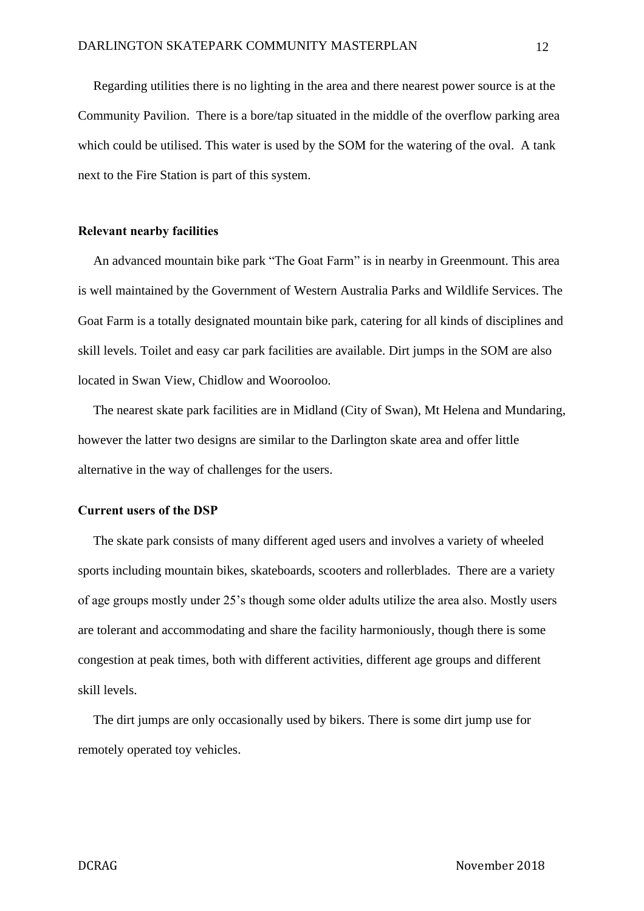Regarding utilities there is no lighting in the area and there nearest power source is at the Community Pavilion. There is a bore/tap situated in the middle of the overflow parking area which could be utilised. This water is used by the SOM for the watering of the oval. A tank next to the Fire Station is part of this system.

**Relevant nearby facilities**

An advanced mountain bike park "The Goat Farm" is in nearby in Greenmount. This area is well maintained by the Government of Western Australia Parks and Wildlife Services. The Goat Farm is a totally designated mountain bike park, catering for all kinds of disciplines and skill levels. Toilet and easy car park facilities are available. Dirt jumps in the SOM are also located in Swan View, Chidlow and Wooroloo.

The nearest skate park facilities are in Midland (City of Swan), Mt Helena and Mundaring, however the latter two designs are similar to the Darlington skate area and offer little alternative in the way of challenges for the users.

**Current users of the DSP**

The skate park consists of many different aged users and involves a variety of wheeled sports including mountain bikes, skateboards, scooters and rollerblades. There are a variety of age groups mostly under 25's though some older adults utilize the area also. Mostly users are tolerant and accommodating and share the facility harmoniously, though there is some congestion at peak times, both with different activities, different age groups and different skill levels.

The dirt jumps are only occasionally used by bikers. There is some dirt jump use for remotely operated toy vehicles.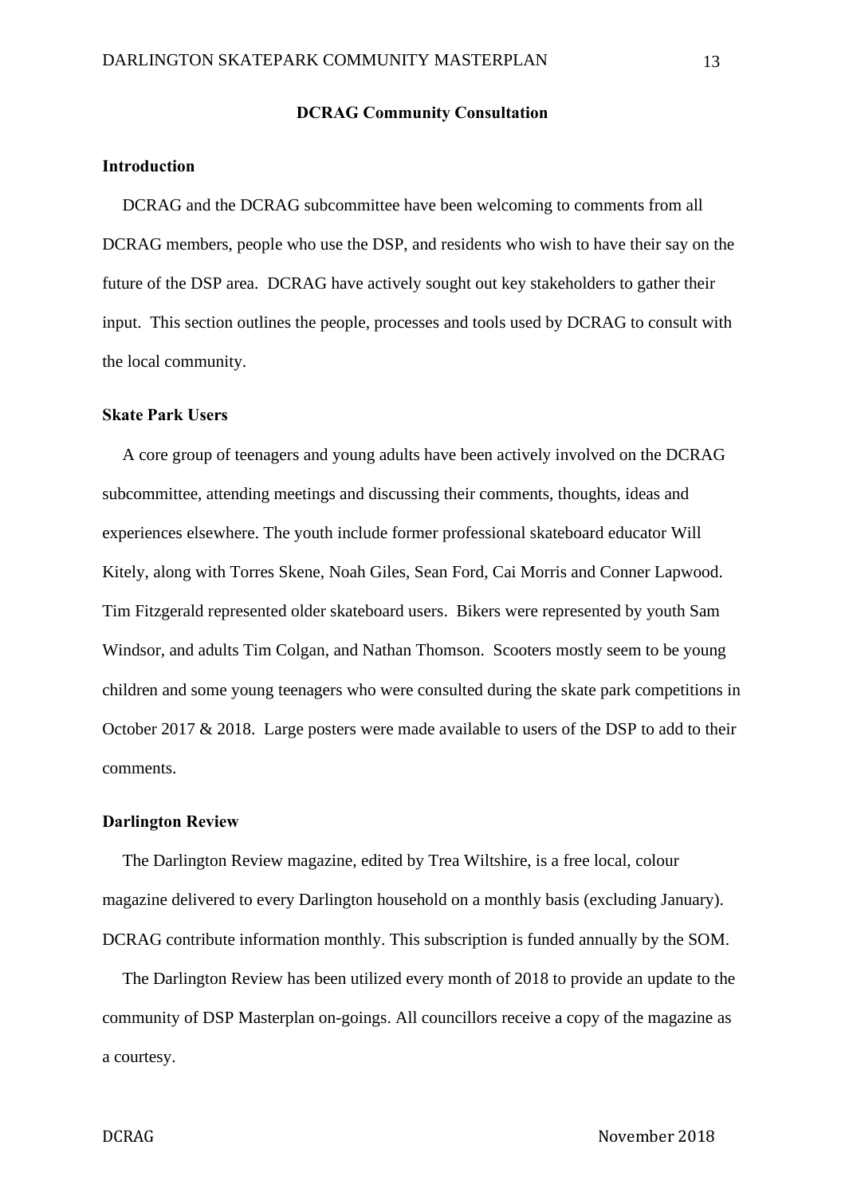## DCRAG Community Consultation

### Introduction

DCRAG and the DCRAG subcommittee have been welcoming to comments from all DCRAG members, people who use the DSP, and residents who wish to have their say on the future of the DSP area. DCRAG have actively sought out key stakeholders to gather their input. This section outlines the people, processes and tools used by DCRAG to consult with the local community.

### Skate Park Users

A core group of teenagers and young adults have been actively involved on the DCRAG subcommittee, attending meetings and discussing their comments, thoughts, ideas and experiences elsewhere. The youth include former professional skateboard educator Will Kitely, along with Torres Skene, Noah Giles, Sean Ford, Cai Morris and Conner Lapwood. Tim Fitzgerald represented older skateboard users. Bikers were represented by youth Sam Windsor, and adults Tim Colgan, and Nathan Thomson. Scooters mostly seem to be young children and some young teenagers who were consulted during the skate park competitions in October 2017 & 2018. Large posters were made available to users of the DSP to add to their comments.

### Darlington Review

The Darlington Review magazine, edited by Trea Wiltshire, is a free local, colour magazine delivered to every Darlington household on a monthly basis (excluding January). DCRAG contribute information monthly. This subscription is funded annually by the SOM.

The Darlington Review has been utilized every month of 2018 to provide an update to the community of DSP Masterplan on-goings. All councillors receive a copy of the magazine as a courtesy.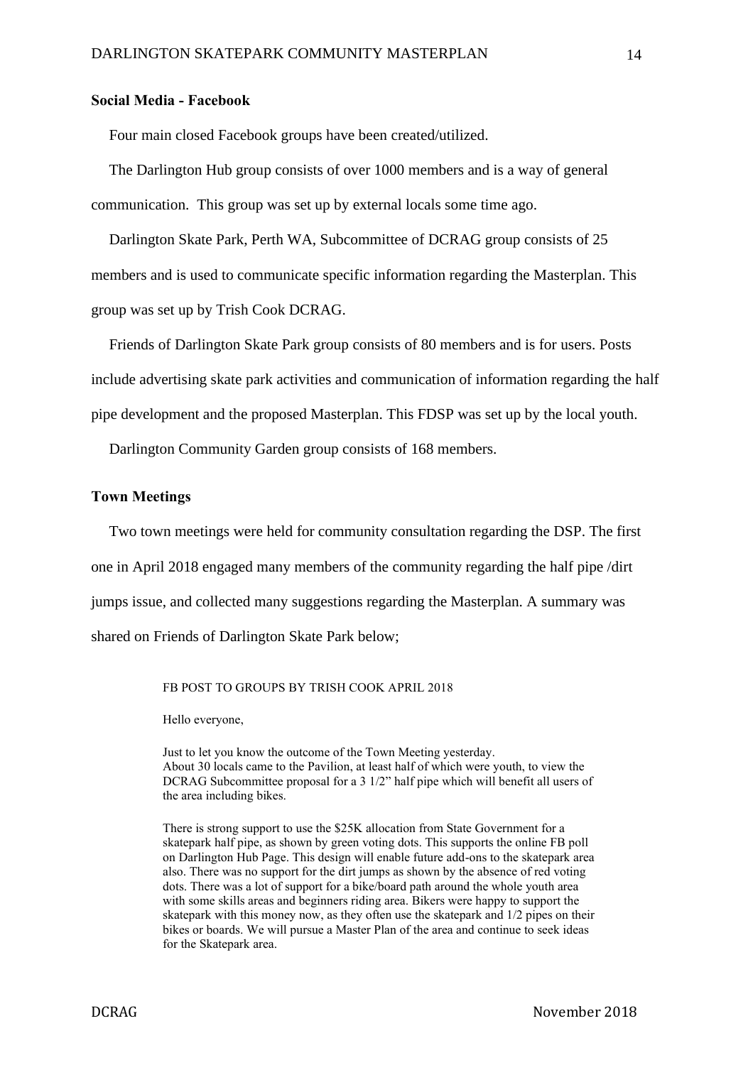### Social Media - Facebook

Four main closed Facebook groups have been created/utilized.

The Darlington Hub group consists of over 1000 members and is a way of general communication. This group was set up by external locals some time ago.

Darlington Skate Park, Perth WA, Subcommittee of DCRAG group consists of 25 members and is used to communicate specific information regarding the Masterplan. This group was set up by Trish Cook DCRAG.

Friends of Darlington Skate Park group consists of 80 members and is for users. Posts include advertising skate park activities and communication of information regarding the half pipe development and the proposed Masterplan. This FDSP was set up by the local youth.

Darlington Community Garden group consists of 168 members.

### Town Meetings

Two town meetings were held for community consultation regarding the DSP. The first one in April 2018 engaged many members of the community regarding the half pipe /dirt jumps issue, and collected many suggestions regarding the Masterplan. A summary was shared on Friends of Darlington Skate Park below;

> FB POST TO GROUPS BY TRISH COOK APRIL 2018
>
> Hello everyone,
>
> Just to let you know the outcome of the Town Meeting yesterday.
> About 30 locals came to the Pavilion, at least half of which were youth, to view the DCRAG Subcommittee proposal for a 3 1/2" half pipe which will benefit all users of the area including bikes.
>
> There is strong support to use the $25K allocation from State Government for a skatepark half pipe, as shown by green voting dots. This supports the online FB poll on Darlington Hub Page. This design will enable future add-ons to the skatepark area also. There was no support for the dirt jumps as shown by the absence of red voting dots. There was a lot of support for a bike/board path around the whole youth area with some skills areas and beginners riding area. Bikers were happy to support the skatepark with this money now, as they often use the skatepark and 1/2 pipes on their bikes or boards. We will pursue a Master Plan of the area and continue to seek ideas for the Skatepark area.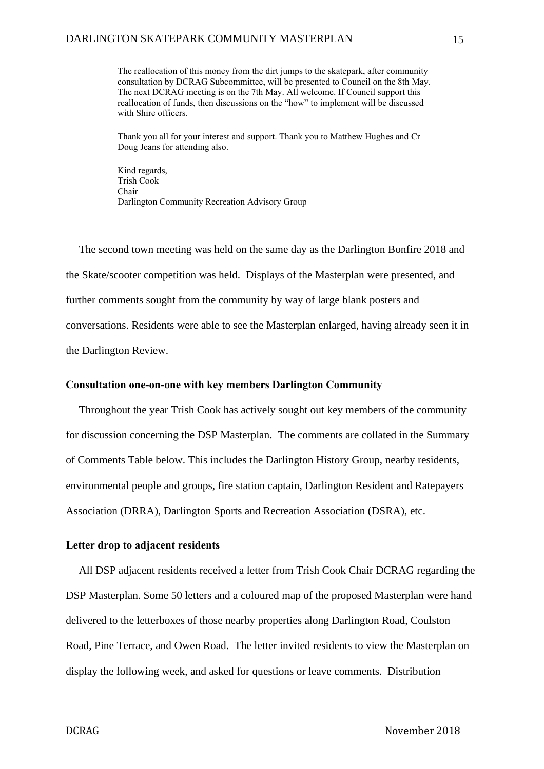> The reallocation of this money from the dirt jumps to the skatepark, after community consultation by DCRAG Subcommittee, will be presented to Council on the 8th May. The next DCRAG meeting is on the 7th May. All welcome. If Council support this reallocation of funds, then discussions on the "how" to implement will be discussed with Shire officers.
>
> Thank you all for your interest and support. Thank you to Matthew Hughes and Cr Doug Jeans for attending also.
>
> Kind regards,
> Trish Cook
> Chair
> Darlington Community Recreation Advisory Group

The second town meeting was held on the same day as the Darlington Bonfire 2018 and the Skate/scooter competition was held. Displays of the Masterplan were presented, and further comments sought from the community by way of large blank posters and conversations. Residents were able to see the Masterplan enlarged, having already seen it in the Darlington Review.

**Consultation one-on-one with key members Darlington Community**

Throughout the year Trish Cook has actively sought out key members of the community for discussion concerning the DSP Masterplan. The comments are collated in the Summary of Comments Table below. This includes the Darlington History Group, nearby residents, environmental people and groups, fire station captain, Darlington Resident and Ratepayers Association (DRRA), Darlington Sports and Recreation Association (DSRA), etc.

**Letter drop to adjacent residents**

All DSP adjacent residents received a letter from Trish Cook Chair DCRAG regarding the DSP Masterplan. Some 50 letters and a coloured map of the proposed Masterplan were hand delivered to the letterboxes of those nearby properties along Darlington Road, Coulston Road, Pine Terrace, and Owen Road. The letter invited residents to view the Masterplan on display the following week, and asked for questions or leave comments. Distribution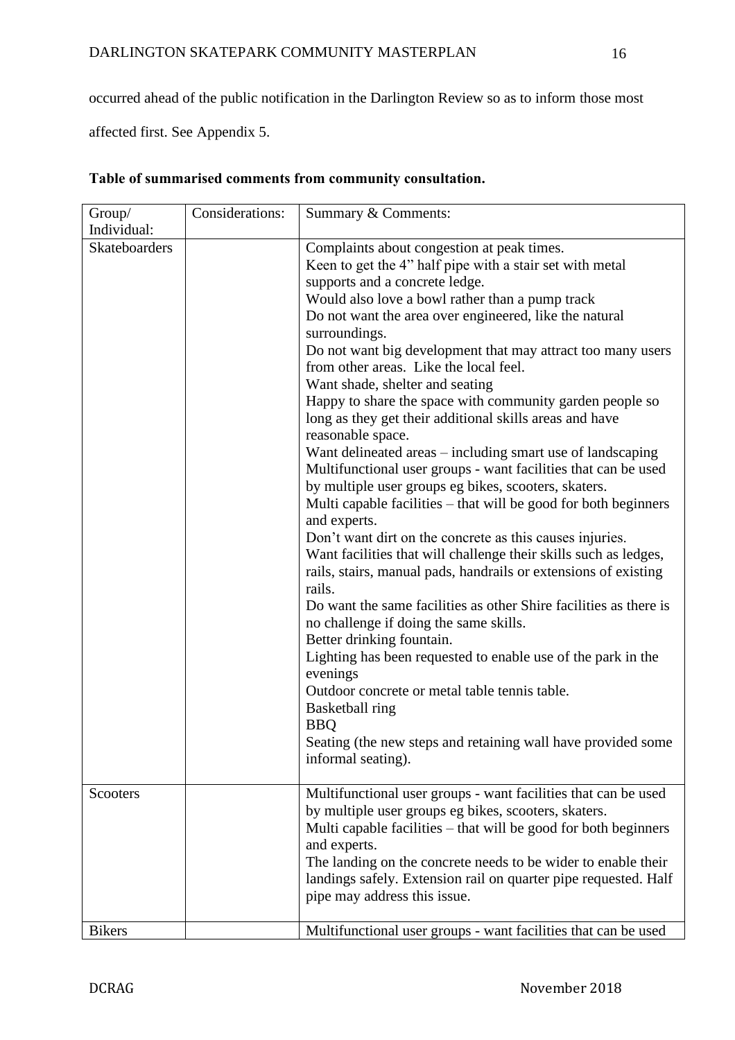occurred ahead of the public notification in the Darlington Review so as to inform those most affected first. See Appendix 5.

**Table of summarised comments from community consultation.**

| Group/ Individual: | Considerations: | Summary & Comments: |
|---|---|---|
| Skateboarders | | Complaints about congestion at peak times.<br>Keen to get the 4" half pipe with a stair set with metal supports and a concrete ledge.<br>Would also love a bowl rather than a pump track<br>Do not want the area over engineered, like the natural surroundings.<br>Do not want big development that may attract too many users from other areas. Like the local feel.<br>Want shade, shelter and seating<br>Happy to share the space with community garden people so long as they get their additional skills areas and have reasonable space.<br>Want delineated areas – including smart use of landscaping<br>Multifunctional user groups - want facilities that can be used by multiple user groups eg bikes, scooters, skaters.<br>Multi capable facilities – that will be good for both beginners and experts.<br>Don't want dirt on the concrete as this causes injuries.<br>Want facilities that will challenge their skills such as ledges, rails, stairs, manual pads, handrails or extensions of existing rails.<br>Do want the same facilities as other Shire facilities as there is no challenge if doing the same skills.<br>Better drinking fountain.<br>Lighting has been requested to enable use of the park in the evenings<br>Outdoor concrete or metal table tennis table.<br>Basketball ring<br>BBQ<br>Seating (the new steps and retaining wall have provided some informal seating). |
| Scooters | | Multifunctional user groups - want facilities that can be used by multiple user groups eg bikes, scooters, skaters.<br>Multi capable facilities – that will be good for both beginners and experts.<br>The landing on the concrete needs to be wider to enable their landings safely. Extension rail on quarter pipe requested. Half pipe may address this issue. |
| Bikers | | Multifunctional user groups - want facilities that can be used |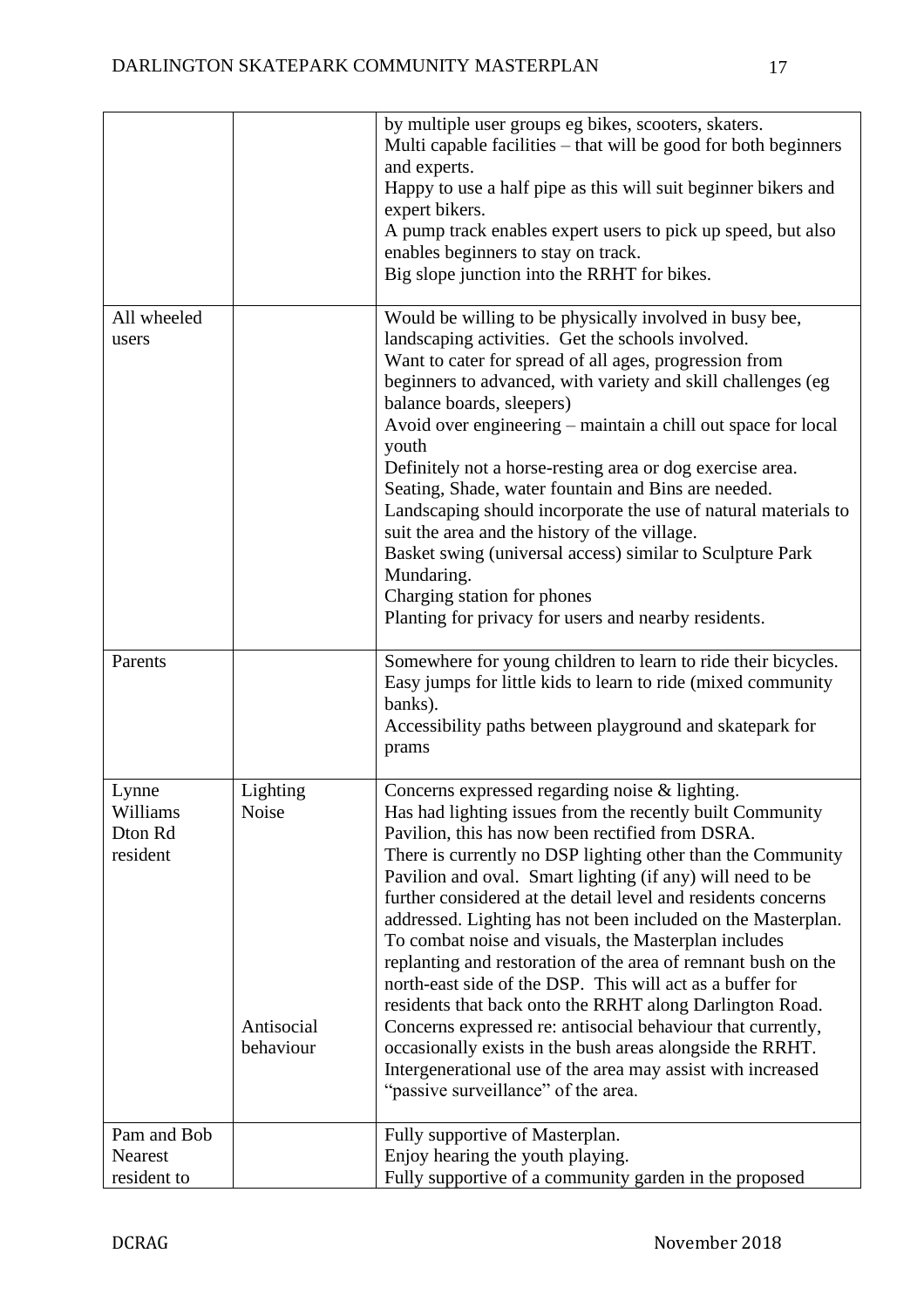| | | |
|---|---|---|
| | | by multiple user groups eg bikes, scooters, skaters.<br>Multi capable facilities – that will be good for both beginners and experts.<br>Happy to use a half pipe as this will suit beginner bikers and expert bikers.<br>A pump track enables expert users to pick up speed, but also enables beginners to stay on track.<br>Big slope junction into the RRHT for bikes. |
| All wheeled users | | Would be willing to be physically involved in busy bee, landscaping activities. Get the schools involved.<br>Want to cater for spread of all ages, progression from beginners to advanced, with variety and skill challenges (eg balance boards, sleepers)<br>Avoid over engineering – maintain a chill out space for local youth<br>Definitely not a horse-resting area or dog exercise area.<br>Seating, Shade, water fountain and Bins are needed.<br>Landscaping should incorporate the use of natural materials to suit the area and the history of the village.<br>Basket swing (universal access) similar to Sculpture Park Mundaring.<br>Charging station for phones<br>Planting for privacy for users and nearby residents. |
| Parents | | Somewhere for young children to learn to ride their bicycles.<br>Easy jumps for little kids to learn to ride (mixed community banks).<br>Accessibility paths between playground and skatepark for prams |
| Lynne Williams Dton Rd resident | Lighting<br>Noise<br><br><br><br><br><br><br><br><br><br>Antisocial behaviour | Concerns expressed regarding noise & lighting.<br>Has had lighting issues from the recently built Community Pavilion, this has now been rectified from DSRA.<br>There is currently no DSP lighting other than the Community Pavilion and oval. Smart lighting (if any) will need to be further considered at the detail level and residents concerns addressed. Lighting has not been included on the Masterplan.<br>To combat noise and visuals, the Masterplan includes replanting and restoration of the area of remnant bush on the north-east side of the DSP. This will act as a buffer for residents that back onto the RRHT along Darlington Road.<br>Concerns expressed re: antisocial behaviour that currently, occasionally exists in the bush areas alongside the RRHT.<br>Intergenerational use of the area may assist with increased "passive surveillance" of the area. |
| Pam and Bob Nearest resident to | | Fully supportive of Masterplan.<br>Enjoy hearing the youth playing.<br>Fully supportive of a community garden in the proposed |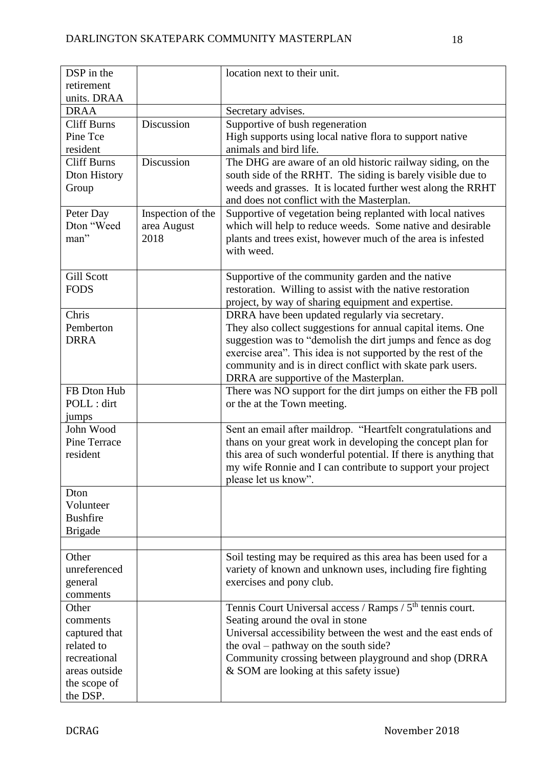| | | |
|---|---|---|
| DSP in the retirement units. DRAA | | location next to their unit. |
| DRAA | | Secretary advises. |
| Cliff Burns Pine Tce resident | Discussion | Supportive of bush regeneration<br>High supports using local native flora to support native animals and bird life. |
| Cliff Burns Dton History Group | Discussion | The DHG are aware of an old historic railway siding, on the south side of the RRHT. The siding is barely visible due to weeds and grasses. It is located further west along the RRHT and does not conflict with the Masterplan. |
| Peter Day Dton "Weed man" | Inspection of the area August 2018 | Supportive of vegetation being replanted with local natives which will help to reduce weeds. Some native and desirable plants and trees exist, however much of the area is infested with weed. |
| Gill Scott FODS | | Supportive of the community garden and the native restoration. Willing to assist with the native restoration project, by way of sharing equipment and expertise. |
| Chris Pemberton DRRA | | DRRA have been updated regularly via secretary.<br>They also collect suggestions for annual capital items. One suggestion was to "demolish the dirt jumps and fence as dog exercise area". This idea is not supported by the rest of the community and is in direct conflict with skate park users.<br>DRRA are supportive of the Masterplan. |
| FB Dton Hub POLL : dirt jumps | | There was NO support for the dirt jumps on either the FB poll or the at the Town meeting. |
| John Wood Pine Terrace resident | | Sent an email after maildrop. "Heartfelt congratulations and thans on your great work in developing the concept plan for this area of such wonderful potential. If there is anything that my wife Ronnie and I can contribute to support your project please let us know". |
| Dton Volunteer Bushfire Brigade | | |
| | | |
| Other unreferenced general comments | | Soil testing may be required as this area has been used for a variety of known and unknown uses, including fire fighting exercises and pony club. |
| Other comments captured that related to recreational areas outside the scope of the DSP. | | Tennis Court Universal access / Ramps / 5th tennis court.<br>Seating around the oval in stone<br>Universal accessibility between the west and the east ends of the oval – pathway on the south side?<br>Community crossing between playground and shop (DRRA & SOM are looking at this safety issue) |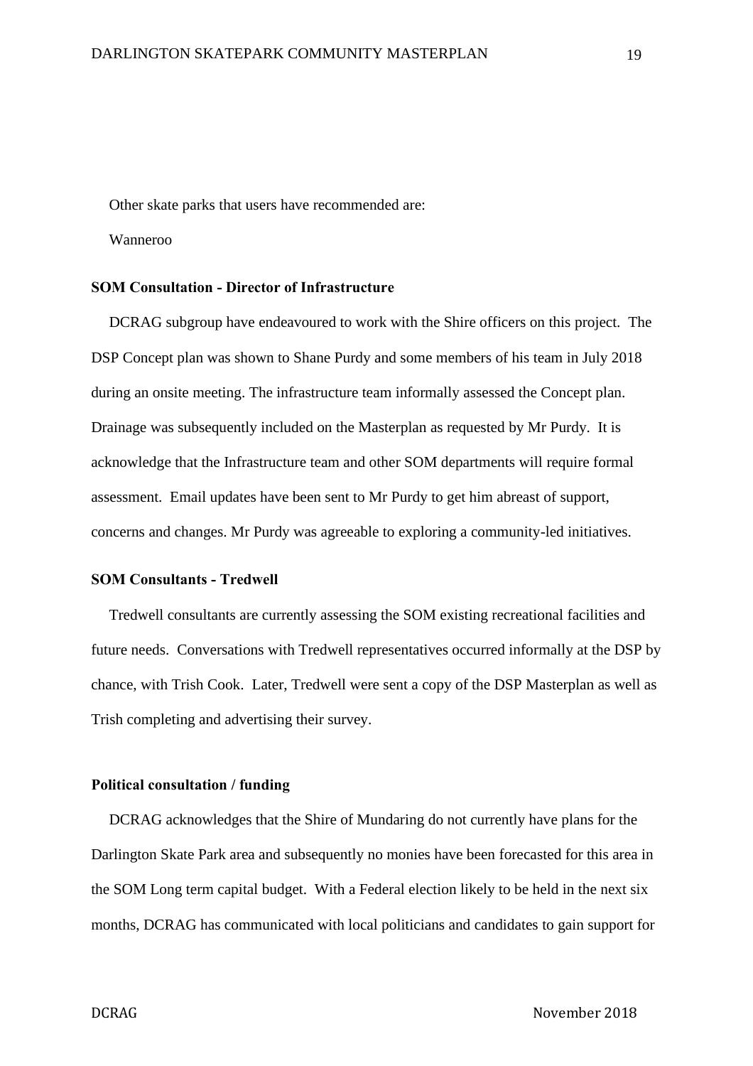Other skate parks that users have recommended are:

Wanneroo

**SOM Consultation - Director of Infrastructure**

DCRAG subgroup have endeavoured to work with the Shire officers on this project. The DSP Concept plan was shown to Shane Purdy and some members of his team in July 2018 during an onsite meeting. The infrastructure team informally assessed the Concept plan. Drainage was subsequently included on the Masterplan as requested by Mr Purdy. It is acknowledge that the Infrastructure team and other SOM departments will require formal assessment. Email updates have been sent to Mr Purdy to get him abreast of support, concerns and changes. Mr Purdy was agreeable to exploring a community-led initiatives.

**SOM Consultants - Tredwell**

Tredwell consultants are currently assessing the SOM existing recreational facilities and future needs. Conversations with Tredwell representatives occurred informally at the DSP by chance, with Trish Cook. Later, Tredwell were sent a copy of the DSP Masterplan as well as Trish completing and advertising their survey.

**Political consultation / funding**

DCRAG acknowledges that the Shire of Mundaring do not currently have plans for the Darlington Skate Park area and subsequently no monies have been forecasted for this area in the SOM Long term capital budget. With a Federal election likely to be held in the next six months, DCRAG has communicated with local politicians and candidates to gain support for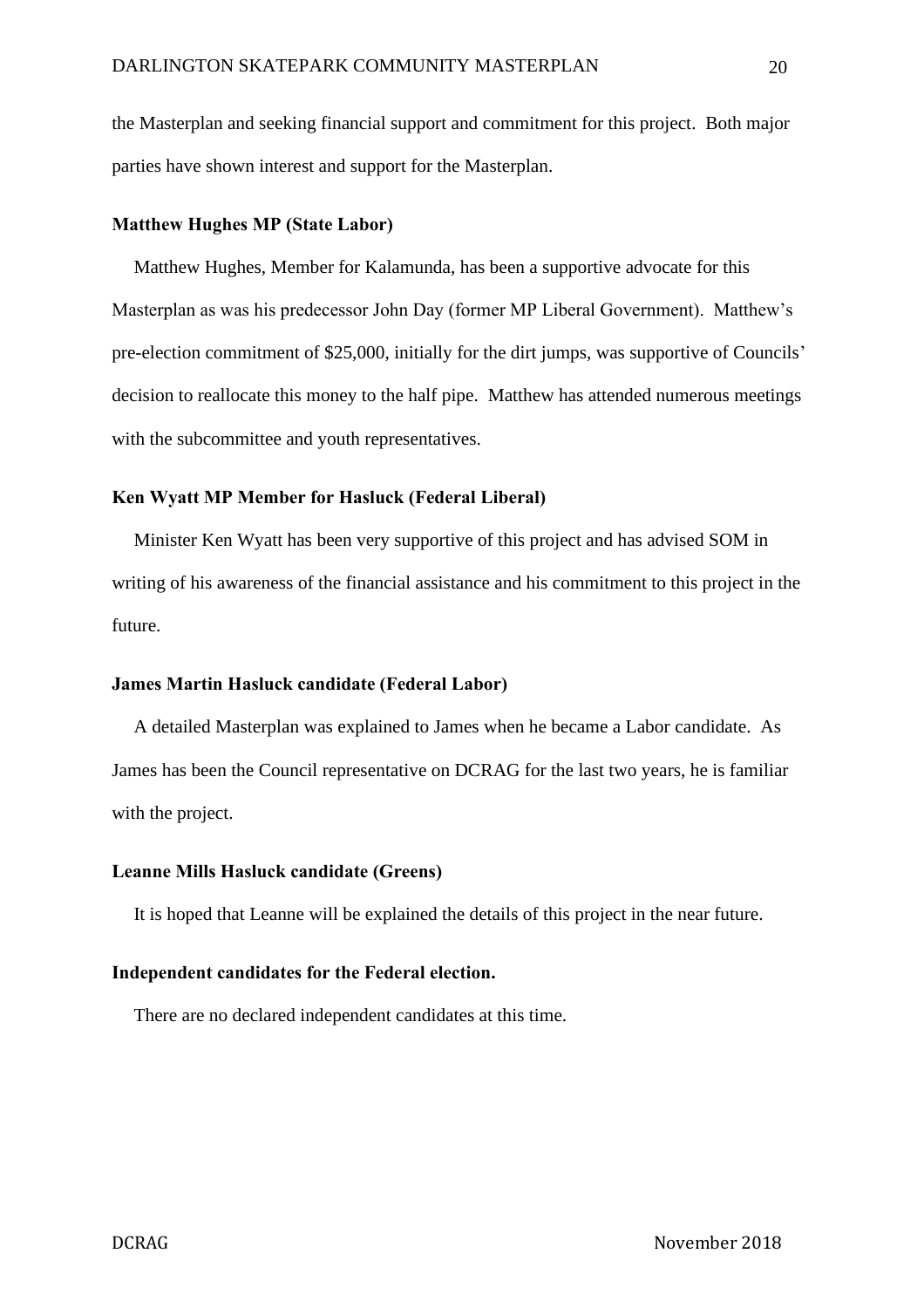the Masterplan and seeking financial support and commitment for this project. Both major parties have shown interest and support for the Masterplan.

**Matthew Hughes MP (State Labor)**

Matthew Hughes, Member for Kalamunda, has been a supportive advocate for this Masterplan as was his predecessor John Day (former MP Liberal Government). Matthew's pre-election commitment of $25,000, initially for the dirt jumps, was supportive of Councils' decision to reallocate this money to the half pipe. Matthew has attended numerous meetings with the subcommittee and youth representatives.

**Ken Wyatt MP Member for Hasluck (Federal Liberal)**

Minister Ken Wyatt has been very supportive of this project and has advised SOM in writing of his awareness of the financial assistance and his commitment to this project in the future.

**James Martin Hasluck candidate (Federal Labor)**

A detailed Masterplan was explained to James when he became a Labor candidate. As James has been the Council representative on DCRAG for the last two years, he is familiar with the project.

**Leanne Mills Hasluck candidate (Greens)**

It is hoped that Leanne will be explained the details of this project in the near future.

**Independent candidates for the Federal election.**

There are no declared independent candidates at this time.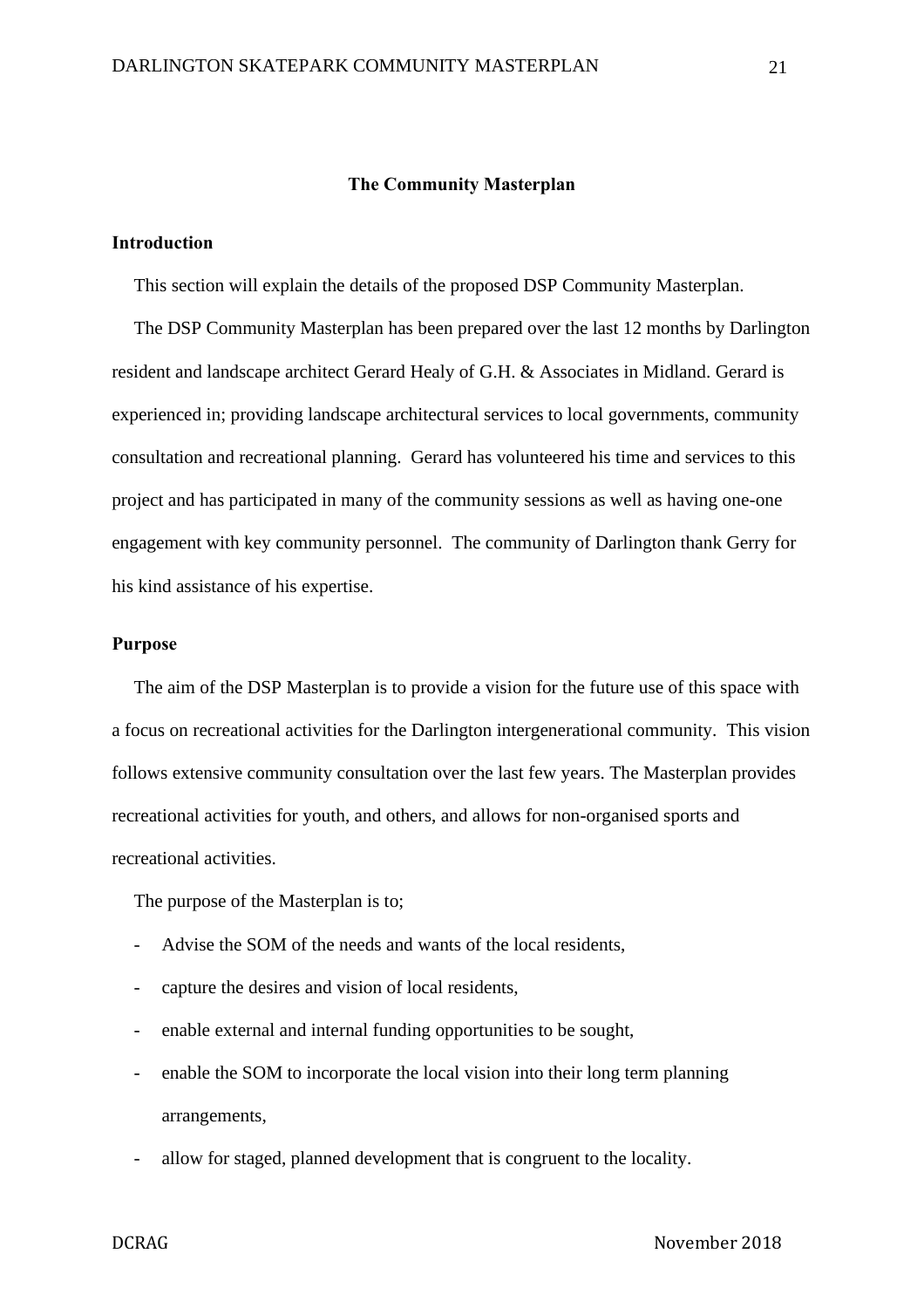## The Community Masterplan

### Introduction

This section will explain the details of the proposed DSP Community Masterplan.

The DSP Community Masterplan has been prepared over the last 12 months by Darlington resident and landscape architect Gerard Healy of G.H. & Associates in Midland. Gerard is experienced in; providing landscape architectural services to local governments, community consultation and recreational planning. Gerard has volunteered his time and services to this project and has participated in many of the community sessions as well as having one-one engagement with key community personnel. The community of Darlington thank Gerry for his kind assistance of his expertise.

### Purpose

The aim of the DSP Masterplan is to provide a vision for the future use of this space with a focus on recreational activities for the Darlington intergenerational community. This vision follows extensive community consultation over the last few years. The Masterplan provides recreational activities for youth, and others, and allows for non-organised sports and recreational activities.

The purpose of the Masterplan is to;

- Advise the SOM of the needs and wants of the local residents,
- capture the desires and vision of local residents,
- enable external and internal funding opportunities to be sought,
- enable the SOM to incorporate the local vision into their long term planning arrangements,
- allow for staged, planned development that is congruent to the locality.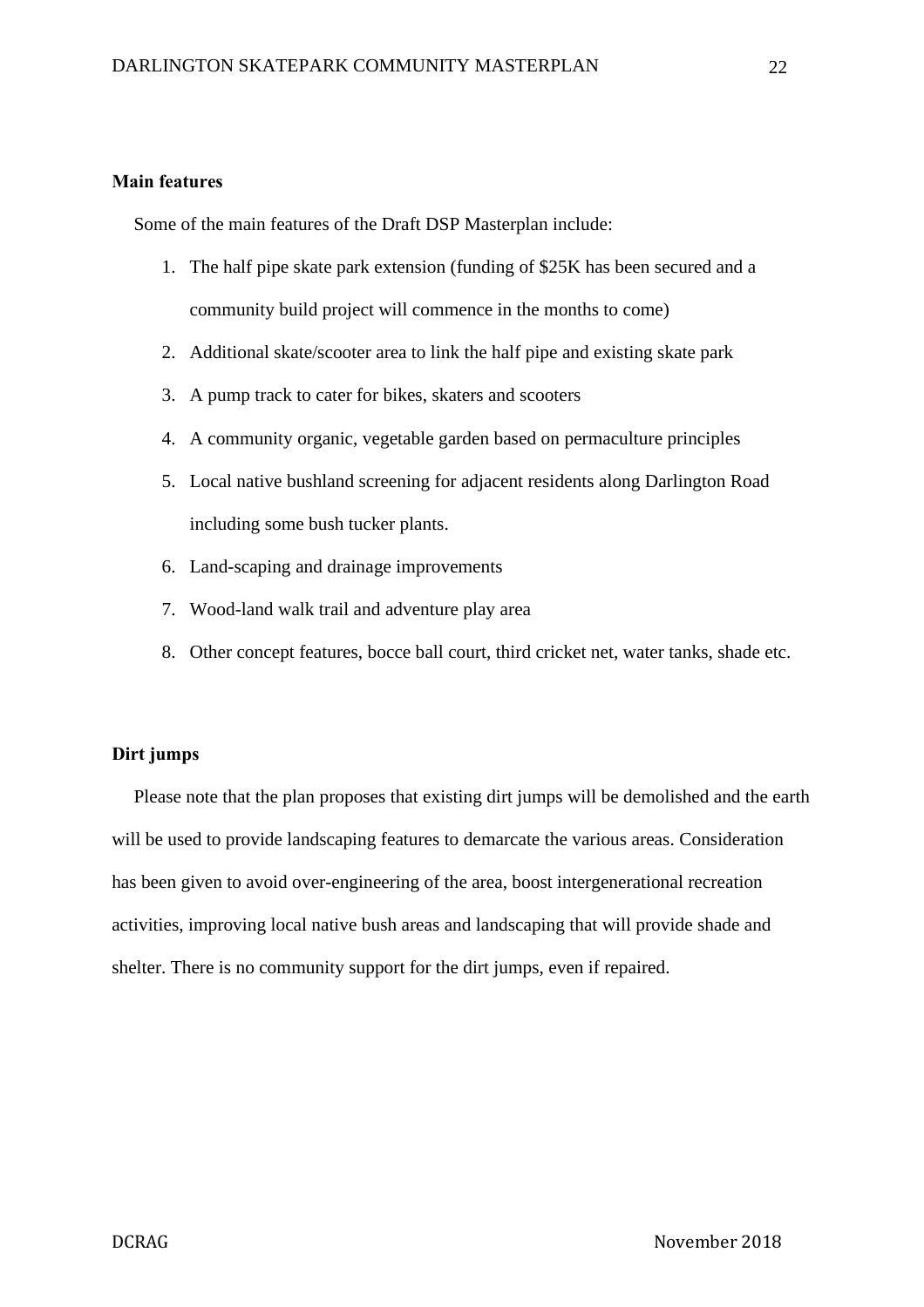**Main features**

Some of the main features of the Draft DSP Masterplan include:

1. The half pipe skate park extension (funding of $25K has been secured and a community build project will commence in the months to come)
2. Additional skate/scooter area to link the half pipe and existing skate park
3. A pump track to cater for bikes, skaters and scooters
4. A community organic, vegetable garden based on permaculture principles
5. Local native bushland screening for adjacent residents along Darlington Road including some bush tucker plants.
6. Land-scaping and drainage improvements
7. Wood-land walk trail and adventure play area
8. Other concept features, bocce ball court, third cricket net, water tanks, shade etc.

**Dirt jumps**

Please note that the plan proposes that existing dirt jumps will be demolished and the earth will be used to provide landscaping features to demarcate the various areas. Consideration has been given to avoid over-engineering of the area, boost intergenerational recreation activities, improving local native bush areas and landscaping that will provide shade and shelter. There is no community support for the dirt jumps, even if repaired.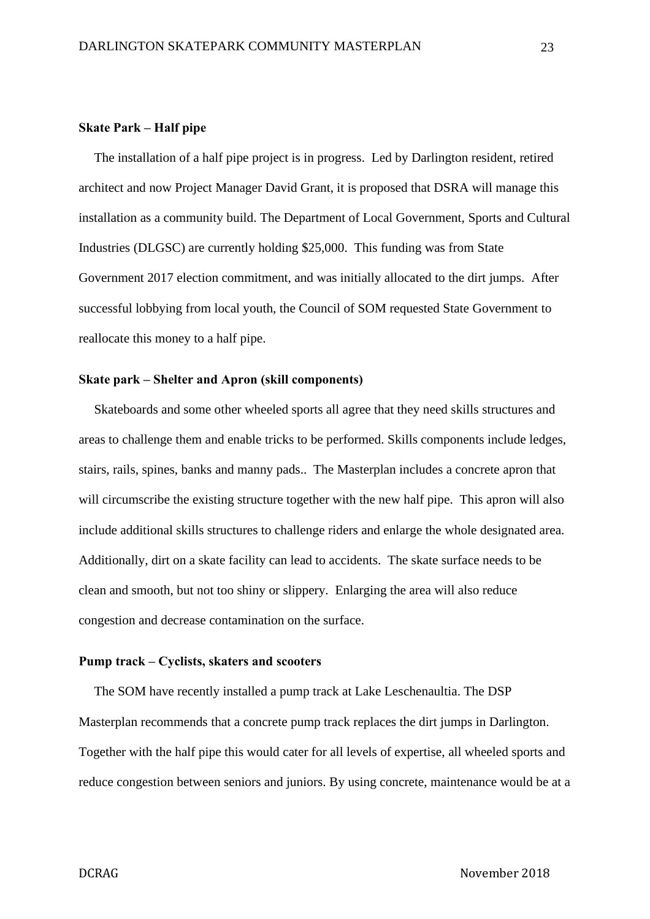**Skate Park – Half pipe**

The installation of a half pipe project is in progress. Led by Darlington resident, retired architect and now Project Manager David Grant, it is proposed that DSRA will manage this installation as a community build. The Department of Local Government, Sports and Cultural Industries (DLGSC) are currently holding $25,000. This funding was from State Government 2017 election commitment, and was initially allocated to the dirt jumps. After successful lobbying from local youth, the Council of SOM requested State Government to reallocate this money to a half pipe.

**Skate park – Shelter and Apron (skill components)**

Skateboards and some other wheeled sports all agree that they need skills structures and areas to challenge them and enable tricks to be performed. Skills components include ledges, stairs, rails, spines, banks and manny pads.. The Masterplan includes a concrete apron that will circumscribe the existing structure together with the new half pipe. This apron will also include additional skills structures to challenge riders and enlarge the whole designated area. Additionally, dirt on a skate facility can lead to accidents. The skate surface needs to be clean and smooth, but not too shiny or slippery. Enlarging the area will also reduce congestion and decrease contamination on the surface.

**Pump track – Cyclists, skaters and scooters**

The SOM have recently installed a pump track at Lake Leschenaultia. The DSP Masterplan recommends that a concrete pump track replaces the dirt jumps in Darlington. Together with the half pipe this would cater for all levels of expertise, all wheeled sports and reduce congestion between seniors and juniors. By using concrete, maintenance would be at a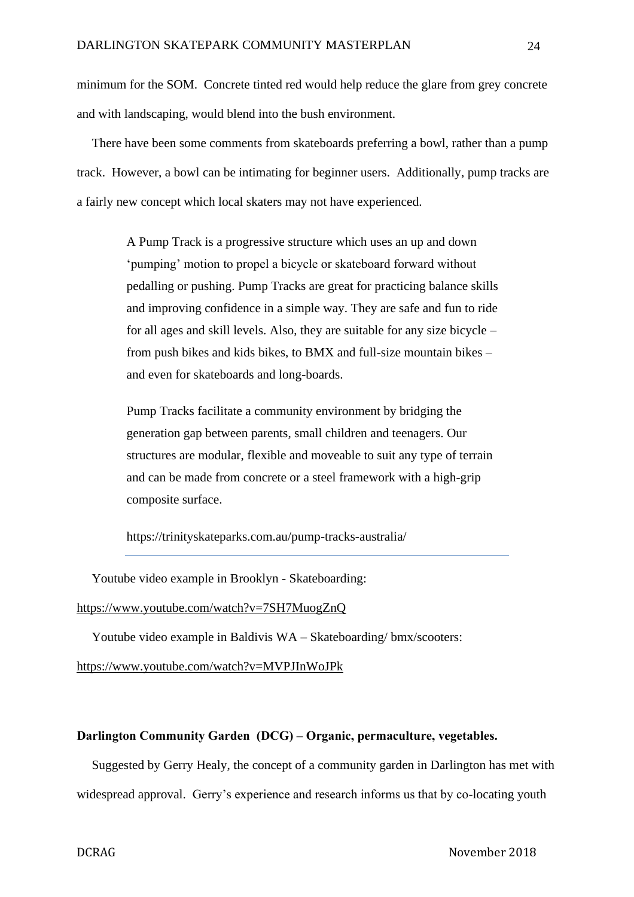minimum for the SOM. Concrete tinted red would help reduce the glare from grey concrete and with landscaping, would blend into the bush environment.

There have been some comments from skateboards preferring a bowl, rather than a pump track. However, a bowl can be intimating for beginner users. Additionally, pump tracks are a fairly new concept which local skaters may not have experienced.

> A Pump Track is a progressive structure which uses an up and down 'pumping' motion to propel a bicycle or skateboard forward without pedalling or pushing. Pump Tracks are great for practicing balance skills and improving confidence in a simple way. They are safe and fun to ride for all ages and skill levels. Also, they are suitable for any size bicycle – from push bikes and kids bikes, to BMX and full-size mountain bikes – and even for skateboards and long-boards.
>
> Pump Tracks facilitate a community environment by bridging the generation gap between parents, small children and teenagers. Our structures are modular, flexible and moveable to suit any type of terrain and can be made from concrete or a steel framework with a high-grip composite surface.
>
> https://trinityskateparks.com.au/pump-tracks-australia/

Youtube video example in Brooklyn - Skateboarding:
https://www.youtube.com/watch?v=7SH7MuogZnQ

Youtube video example in Baldivis WA – Skateboarding/ bmx/scooters:
https://www.youtube.com/watch?v=MVPJInWoJPk

**Darlington Community Garden (DCG) – Organic, permaculture, vegetables.**

Suggested by Gerry Healy, the concept of a community garden in Darlington has met with widespread approval. Gerry's experience and research informs us that by co-locating youth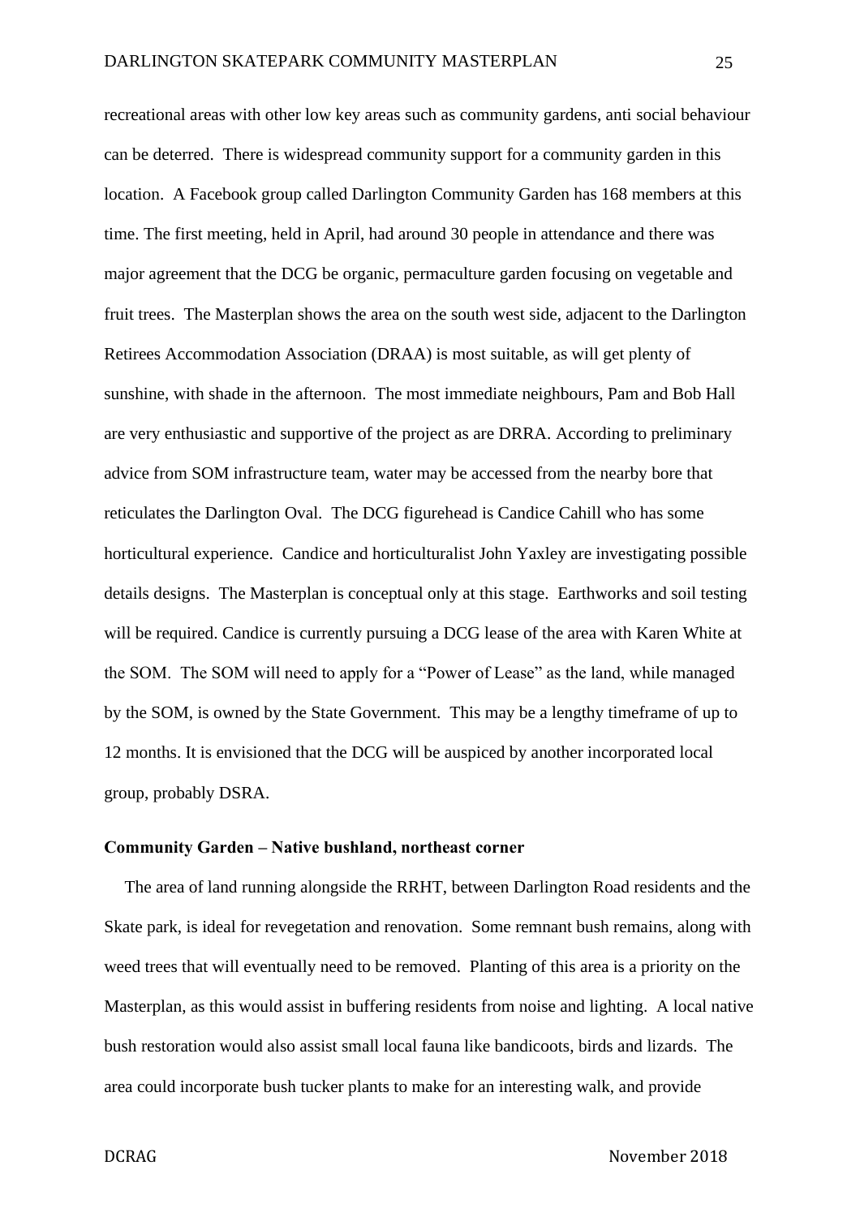recreational areas with other low key areas such as community gardens, anti social behaviour can be deterred. There is widespread community support for a community garden in this location. A Facebook group called Darlington Community Garden has 168 members at this time. The first meeting, held in April, had around 30 people in attendance and there was major agreement that the DCG be organic, permaculture garden focusing on vegetable and fruit trees. The Masterplan shows the area on the south west side, adjacent to the Darlington Retirees Accommodation Association (DRAA) is most suitable, as will get plenty of sunshine, with shade in the afternoon. The most immediate neighbours, Pam and Bob Hall are very enthusiastic and supportive of the project as are DRRA. According to preliminary advice from SOM infrastructure team, water may be accessed from the nearby bore that reticulates the Darlington Oval. The DCG figurehead is Candice Cahill who has some horticultural experience. Candice and horticulturalist John Yaxley are investigating possible details designs. The Masterplan is conceptual only at this stage. Earthworks and soil testing will be required. Candice is currently pursuing a DCG lease of the area with Karen White at the SOM. The SOM will need to apply for a "Power of Lease" as the land, while managed by the SOM, is owned by the State Government. This may be a lengthy timeframe of up to 12 months. It is envisioned that the DCG will be auspiced by another incorporated local group, probably DSRA.

**Community Garden – Native bushland, northeast corner**

The area of land running alongside the RRHT, between Darlington Road residents and the Skate park, is ideal for revegetation and renovation. Some remnant bush remains, along with weed trees that will eventually need to be removed. Planting of this area is a priority on the Masterplan, as this would assist in buffering residents from noise and lighting. A local native bush restoration would also assist small local fauna like bandicoots, birds and lizards. The area could incorporate bush tucker plants to make for an interesting walk, and provide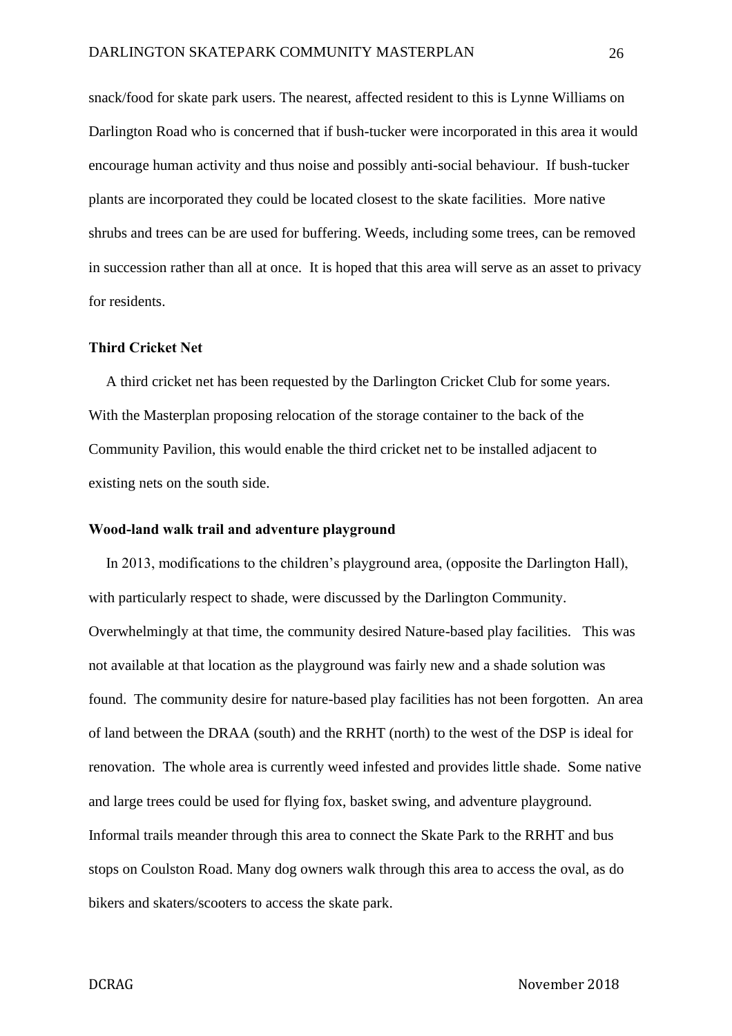snack/food for skate park users. The nearest, affected resident to this is Lynne Williams on Darlington Road who is concerned that if bush-tucker were incorporated in this area it would encourage human activity and thus noise and possibly anti-social behaviour. If bush-tucker plants are incorporated they could be located closest to the skate facilities. More native shrubs and trees can be are used for buffering. Weeds, including some trees, can be removed in succession rather than all at once. It is hoped that this area will serve as an asset to privacy for residents.

**Third Cricket Net**

A third cricket net has been requested by the Darlington Cricket Club for some years. With the Masterplan proposing relocation of the storage container to the back of the Community Pavilion, this would enable the third cricket net to be installed adjacent to existing nets on the south side.

**Wood-land walk trail and adventure playground**

In 2013, modifications to the children's playground area, (opposite the Darlington Hall), with particularly respect to shade, were discussed by the Darlington Community. Overwhelmingly at that time, the community desired Nature-based play facilities. This was not available at that location as the playground was fairly new and a shade solution was found. The community desire for nature-based play facilities has not been forgotten. An area of land between the DRAA (south) and the RRHT (north) to the west of the DSP is ideal for renovation. The whole area is currently weed infested and provides little shade. Some native and large trees could be used for flying fox, basket swing, and adventure playground. Informal trails meander through this area to connect the Skate Park to the RRHT and bus stops on Coulston Road. Many dog owners walk through this area to access the oval, as do bikers and skaters/scooters to access the skate park.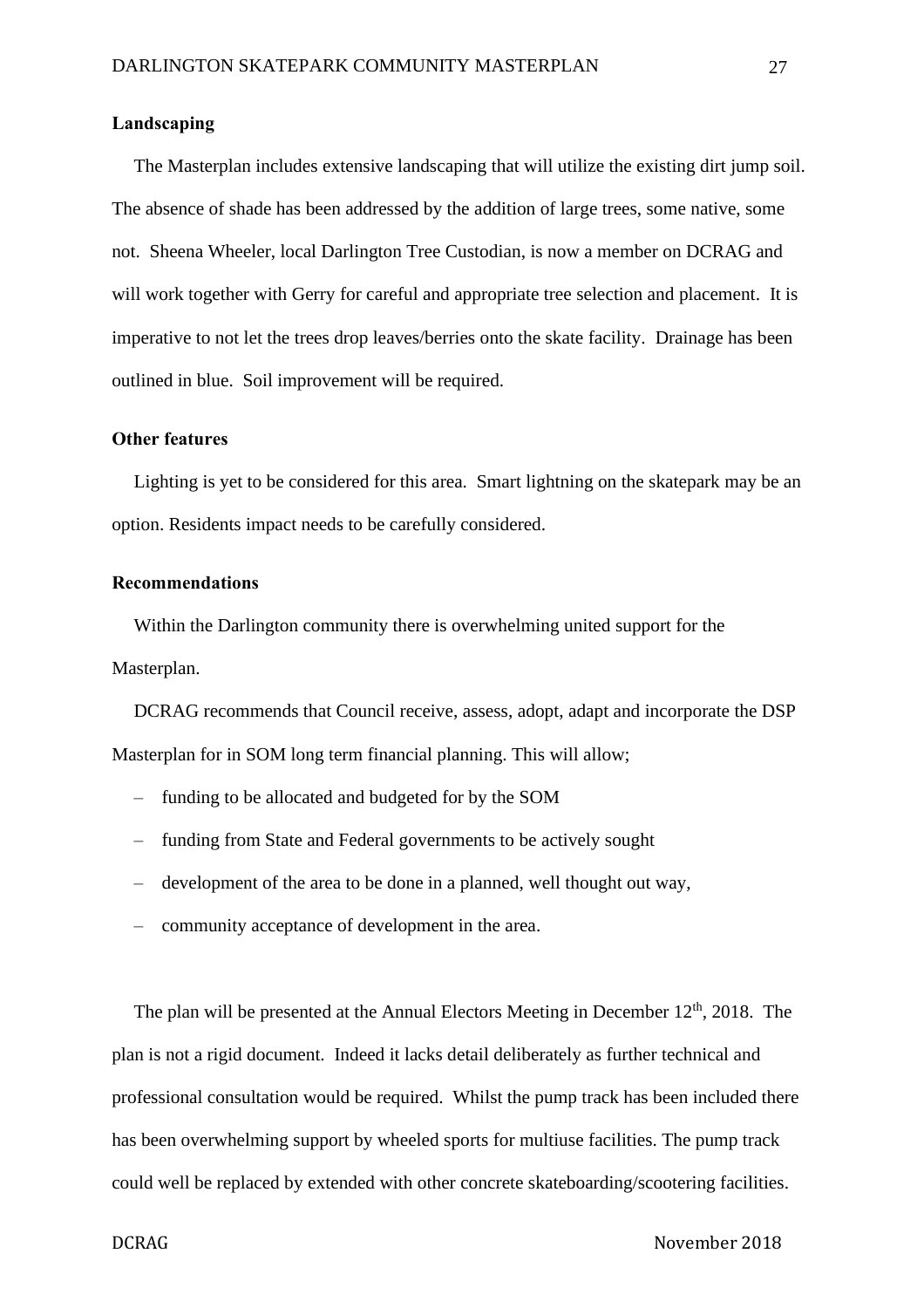### Landscaping

The Masterplan includes extensive landscaping that will utilize the existing dirt jump soil. The absence of shade has been addressed by the addition of large trees, some native, some not. Sheena Wheeler, local Darlington Tree Custodian, is now a member on DCRAG and will work together with Gerry for careful and appropriate tree selection and placement. It is imperative to not let the trees drop leaves/berries onto the skate facility. Drainage has been outlined in blue. Soil improvement will be required.

### Other features

Lighting is yet to be considered for this area. Smart lightning on the skatepark may be an option. Residents impact needs to be carefully considered.

### Recommendations

Within the Darlington community there is overwhelming united support for the Masterplan.

DCRAG recommends that Council receive, assess, adopt, adapt and incorporate the DSP Masterplan for in SOM long term financial planning. This will allow;

- funding to be allocated and budgeted for by the SOM
- funding from State and Federal governments to be actively sought
- development of the area to be done in a planned, well thought out way,
- community acceptance of development in the area.

The plan will be presented at the Annual Electors Meeting in December 12th, 2018. The plan is not a rigid document. Indeed it lacks detail deliberately as further technical and professional consultation would be required. Whilst the pump track has been included there has been overwhelming support by wheeled sports for multiuse facilities. The pump track could well be replaced by extended with other concrete skateboarding/scootering facilities.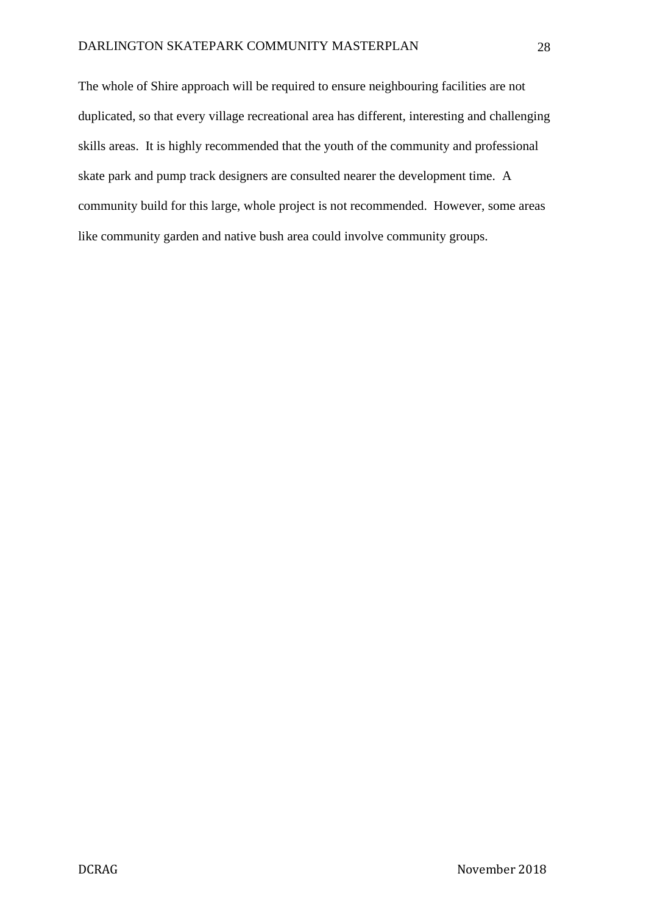The whole of Shire approach will be required to ensure neighbouring facilities are not duplicated, so that every village recreational area has different, interesting and challenging skills areas.  It is highly recommended that the youth of the community and professional skate park and pump track designers are consulted nearer the development time.  A community build for this large, whole project is not recommended.  However, some areas like community garden and native bush area could involve community groups.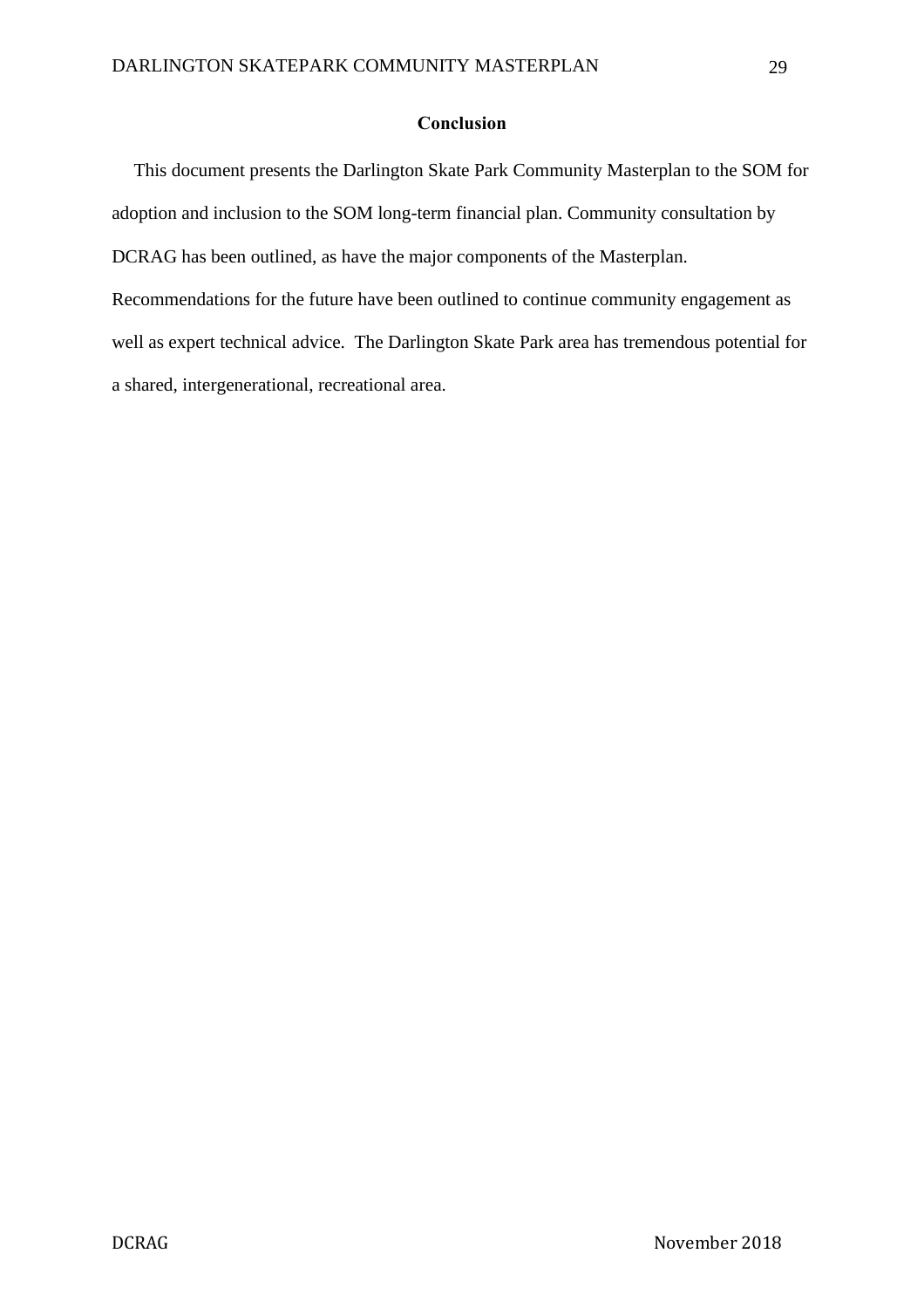## Conclusion

This document presents the Darlington Skate Park Community Masterplan to the SOM for adoption and inclusion to the SOM long-term financial plan. Community consultation by DCRAG has been outlined, as have the major components of the Masterplan. Recommendations for the future have been outlined to continue community engagement as well as expert technical advice. The Darlington Skate Park area has tremendous potential for a shared, intergenerational, recreational area.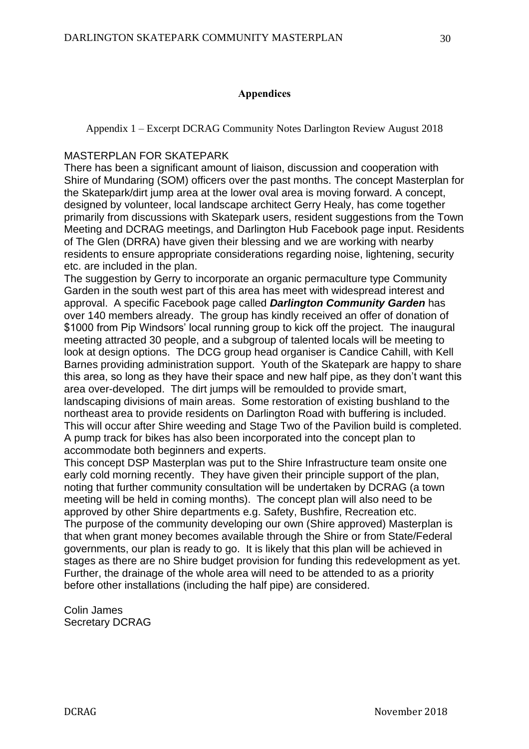## Appendices

Appendix 1 – Excerpt DCRAG Community Notes Darlington Review August 2018

MASTERPLAN FOR SKATEPARK

There has been a significant amount of liaison, discussion and cooperation with Shire of Mundaring (SOM) officers over the past months. The concept Masterplan for the Skatepark/dirt jump area at the lower oval area is moving forward. A concept, designed by volunteer, local landscape architect Gerry Healy, has come together primarily from discussions with Skatepark users, resident suggestions from the Town Meeting and DCRAG meetings, and Darlington Hub Facebook page input. Residents of The Glen (DRRA) have given their blessing and we are working with nearby residents to ensure appropriate considerations regarding noise, lightening, security etc. are included in the plan.

The suggestion by Gerry to incorporate an organic permaculture type Community Garden in the south west part of this area has meet with widespread interest and approval. A specific Facebook page called ***Darlington Community Garden*** has over 140 members already. The group has kindly received an offer of donation of $1000 from Pip Windsors' local running group to kick off the project. The inaugural meeting attracted 30 people, and a subgroup of talented locals will be meeting to look at design options. The DCG group head organiser is Candice Cahill, with Kell Barnes providing administration support. Youth of the Skatepark are happy to share this area, so long as they have their space and new half pipe, as they don't want this area over-developed. The dirt jumps will be remoulded to provide smart, landscaping divisions of main areas. Some restoration of existing bushland to the northeast area to provide residents on Darlington Road with buffering is included. This will occur after Shire weeding and Stage Two of the Pavilion build is completed. A pump track for bikes has also been incorporated into the concept plan to accommodate both beginners and experts.

This concept DSP Masterplan was put to the Shire Infrastructure team onsite one early cold morning recently. They have given their principle support of the plan, noting that further community consultation will be undertaken by DCRAG (a town meeting will be held in coming months). The concept plan will also need to be approved by other Shire departments e.g. Safety, Bushfire, Recreation etc.

The purpose of the community developing our own (Shire approved) Masterplan is that when grant money becomes available through the Shire or from State/Federal governments, our plan is ready to go. It is likely that this plan will be achieved in stages as there are no Shire budget provision for funding this redevelopment as yet. Further, the drainage of the whole area will need to be attended to as a priority before other installations (including the half pipe) are considered.

Colin James
Secretary DCRAG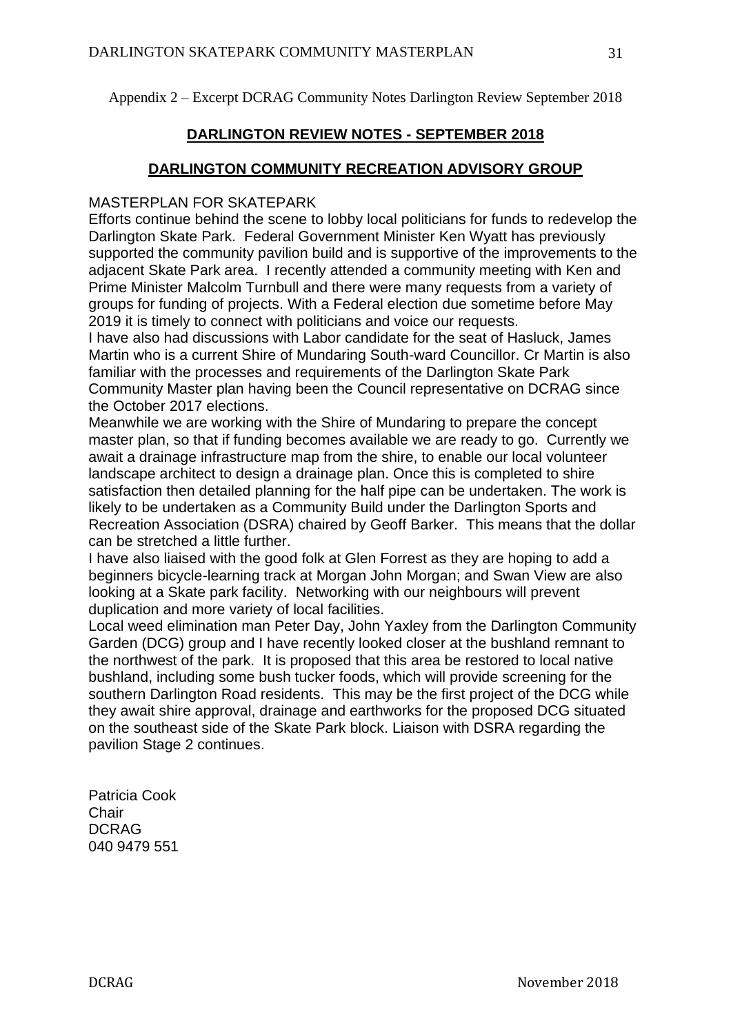Appendix 2 – Excerpt DCRAG Community Notes Darlington Review September 2018

## DARLINGTON REVIEW NOTES - SEPTEMBER 2018

## DARLINGTON COMMUNITY RECREATION ADVISORY GROUP

MASTERPLAN FOR SKATEPARK

Efforts continue behind the scene to lobby local politicians for funds to redevelop the Darlington Skate Park. Federal Government Minister Ken Wyatt has previously supported the community pavilion build and is supportive of the improvements to the adjacent Skate Park area. I recently attended a community meeting with Ken and Prime Minister Malcolm Turnbull and there were many requests from a variety of groups for funding of projects. With a Federal election due sometime before May 2019 it is timely to connect with politicians and voice our requests.

I have also had discussions with Labor candidate for the seat of Hasluck, James Martin who is a current Shire of Mundaring South-ward Councillor. Cr Martin is also familiar with the processes and requirements of the Darlington Skate Park Community Master plan having been the Council representative on DCRAG since the October 2017 elections.

Meanwhile we are working with the Shire of Mundaring to prepare the concept master plan, so that if funding becomes available we are ready to go. Currently we await a drainage infrastructure map from the shire, to enable our local volunteer landscape architect to design a drainage plan. Once this is completed to shire satisfaction then detailed planning for the half pipe can be undertaken. The work is likely to be undertaken as a Community Build under the Darlington Sports and Recreation Association (DSRA) chaired by Geoff Barker. This means that the dollar can be stretched a little further.

I have also liaised with the good folk at Glen Forrest as they are hoping to add a beginners bicycle-learning track at Morgan John Morgan; and Swan View are also looking at a Skate park facility. Networking with our neighbours will prevent duplication and more variety of local facilities.

Local weed elimination man Peter Day, John Yaxley from the Darlington Community Garden (DCG) group and I have recently looked closer at the bushland remnant to the northwest of the park. It is proposed that this area be restored to local native bushland, including some bush tucker foods, which will provide screening for the southern Darlington Road residents. This may be the first project of the DCG while they await shire approval, drainage and earthworks for the proposed DCG situated on the southeast side of the Skate Park block. Liaison with DSRA regarding the pavilion Stage 2 continues.

Patricia Cook
Chair
DCRAG
040 9479 551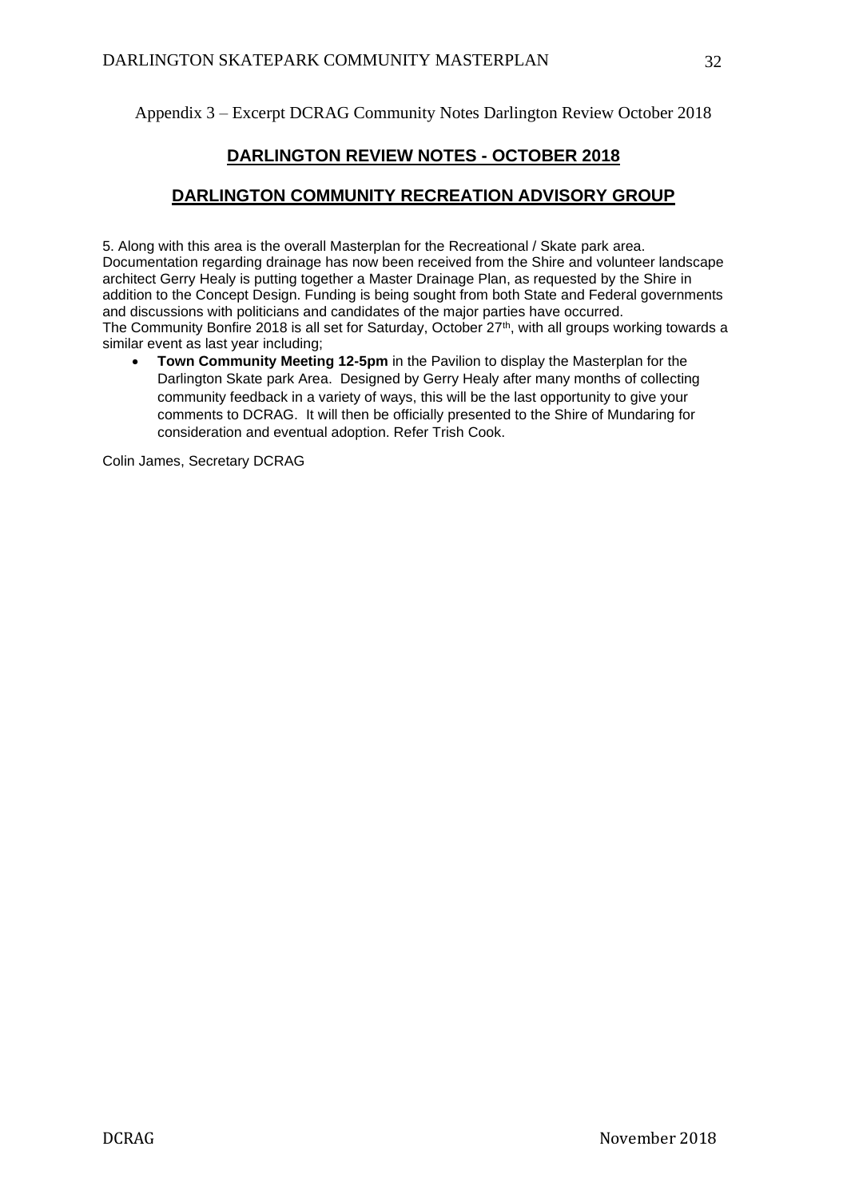Appendix 3 – Excerpt DCRAG Community Notes Darlington Review October 2018

## DARLINGTON REVIEW NOTES - OCTOBER 2018

## DARLINGTON COMMUNITY RECREATION ADVISORY GROUP

5. Along with this area is the overall Masterplan for the Recreational / Skate park area. Documentation regarding drainage has now been received from the Shire and volunteer landscape architect Gerry Healy is putting together a Master Drainage Plan, as requested by the Shire in addition to the Concept Design. Funding is being sought from both State and Federal governments and discussions with politicians and candidates of the major parties have occurred.
The Community Bonfire 2018 is all set for Saturday, October 27th, with all groups working towards a similar event as last year including;

- **Town Community Meeting 12-5pm** in the Pavilion to display the Masterplan for the Darlington Skate park Area. Designed by Gerry Healy after many months of collecting community feedback in a variety of ways, this will be the last opportunity to give your comments to DCRAG. It will then be officially presented to the Shire of Mundaring for consideration and eventual adoption. Refer Trish Cook.

Colin James, Secretary DCRAG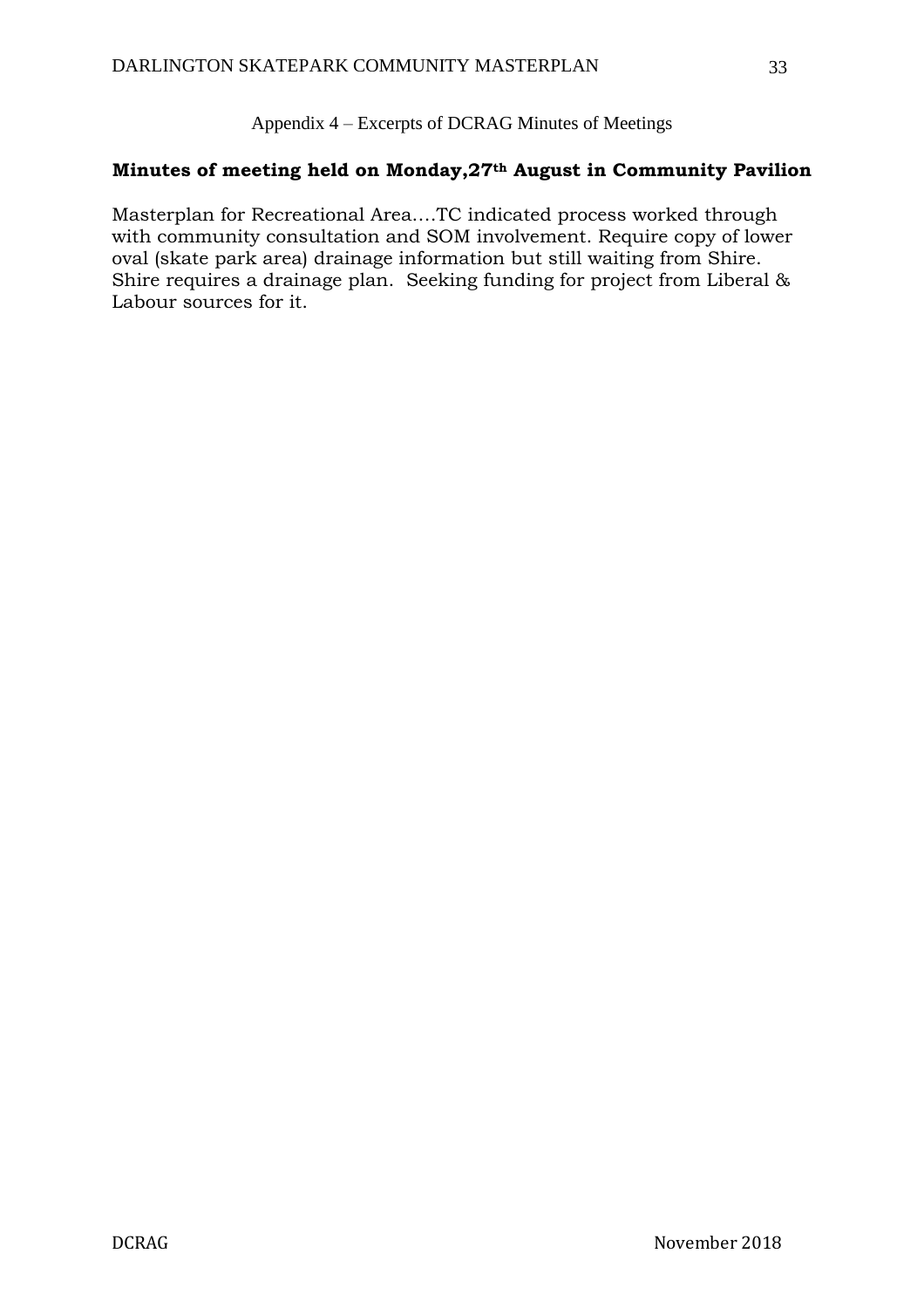Appendix 4 – Excerpts of DCRAG Minutes of Meetings

**Minutes of meeting held on Monday,27th August in Community Pavilion**

Masterplan for Recreational Area….TC indicated process worked through with community consultation and SOM involvement. Require copy of lower oval (skate park area) drainage information but still waiting from Shire. Shire requires a drainage plan. Seeking funding for project from Liberal & Labour sources for it.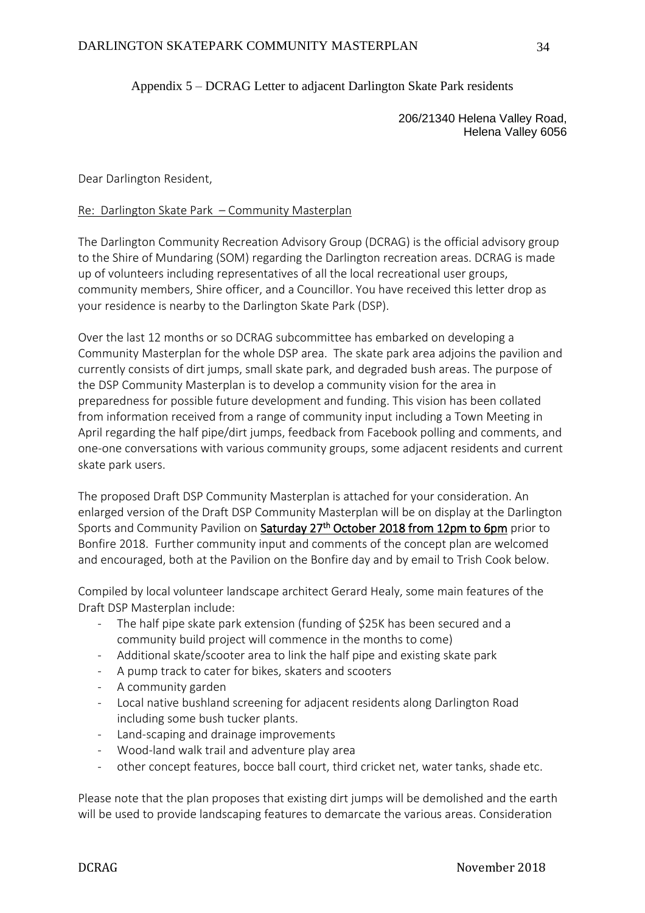## Appendix 5 – DCRAG Letter to adjacent Darlington Skate Park residents

206/21340 Helena Valley Road,
Helena Valley 6056

Dear Darlington Resident,

Re: Darlington Skate Park – Community Masterplan

The Darlington Community Recreation Advisory Group (DCRAG) is the official advisory group to the Shire of Mundaring (SOM) regarding the Darlington recreation areas. DCRAG is made up of volunteers including representatives of all the local recreational user groups, community members, Shire officer, and a Councillor. You have received this letter drop as your residence is nearby to the Darlington Skate Park (DSP).

Over the last 12 months or so DCRAG subcommittee has embarked on developing a Community Masterplan for the whole DSP area. The skate park area adjoins the pavilion and currently consists of dirt jumps, small skate park, and degraded bush areas. The purpose of the DSP Community Masterplan is to develop a community vision for the area in preparedness for possible future development and funding. This vision has been collated from information received from a range of community input including a Town Meeting in April regarding the half pipe/dirt jumps, feedback from Facebook polling and comments, and one-one conversations with various community groups, some adjacent residents and current skate park users.

The proposed Draft DSP Community Masterplan is attached for your consideration. An enlarged version of the Draft DSP Community Masterplan will be on display at the Darlington Sports and Community Pavilion on **Saturday 27th October 2018 from 12pm to 6pm** prior to Bonfire 2018. Further community input and comments of the concept plan are welcomed and encouraged, both at the Pavilion on the Bonfire day and by email to Trish Cook below.

Compiled by local volunteer landscape architect Gerard Healy, some main features of the Draft DSP Masterplan include:

- The half pipe skate park extension (funding of $25K has been secured and a community build project will commence in the months to come)
- Additional skate/scooter area to link the half pipe and existing skate park
- A pump track to cater for bikes, skaters and scooters
- A community garden
- Local native bushland screening for adjacent residents along Darlington Road including some bush tucker plants.
- Land-scaping and drainage improvements
- Wood-land walk trail and adventure play area
- other concept features, bocce ball court, third cricket net, water tanks, shade etc.

Please note that the plan proposes that existing dirt jumps will be demolished and the earth will be used to provide landscaping features to demarcate the various areas. Consideration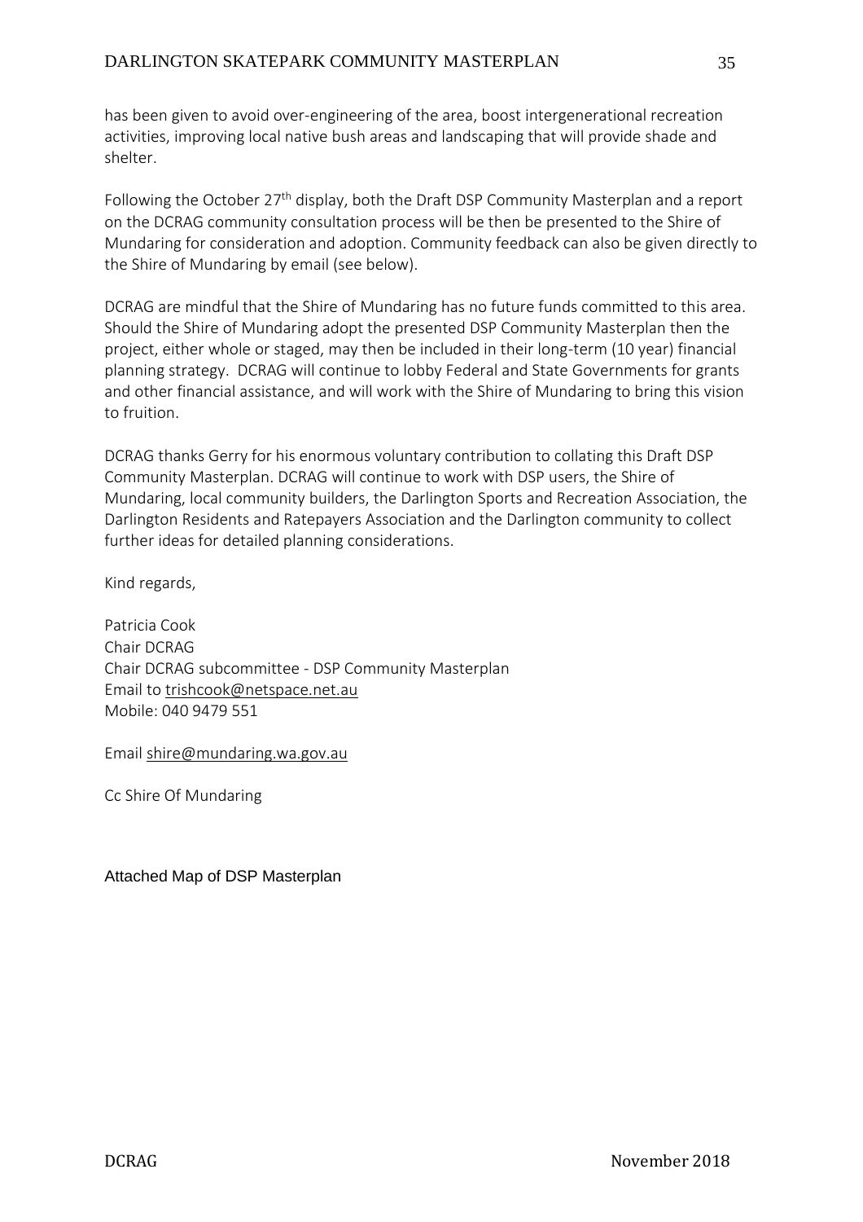has been given to avoid over-engineering of the area, boost intergenerational recreation activities, improving local native bush areas and landscaping that will provide shade and shelter.

Following the October 27th display, both the Draft DSP Community Masterplan and a report on the DCRAG community consultation process will be then be presented to the Shire of Mundaring for consideration and adoption. Community feedback can also be given directly to the Shire of Mundaring by email (see below).

DCRAG are mindful that the Shire of Mundaring has no future funds committed to this area. Should the Shire of Mundaring adopt the presented DSP Community Masterplan then the project, either whole or staged, may then be included in their long-term (10 year) financial planning strategy. DCRAG will continue to lobby Federal and State Governments for grants and other financial assistance, and will work with the Shire of Mundaring to bring this vision to fruition.

DCRAG thanks Gerry for his enormous voluntary contribution to collating this Draft DSP Community Masterplan. DCRAG will continue to work with DSP users, the Shire of Mundaring, local community builders, the Darlington Sports and Recreation Association, the Darlington Residents and Ratepayers Association and the Darlington community to collect further ideas for detailed planning considerations.

Kind regards,

Patricia Cook
Chair DCRAG
Chair DCRAG subcommittee - DSP Community Masterplan
Email to trishcook@netspace.net.au
Mobile: 040 9479 551

Email shire@mundaring.wa.gov.au

Cc Shire Of Mundaring

Attached Map of DSP Masterplan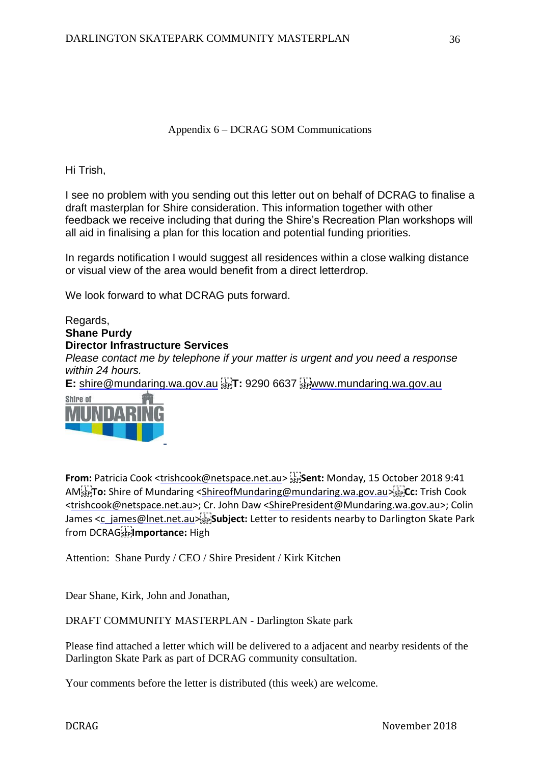Appendix 6 – DCRAG SOM Communications

Hi Trish,

I see no problem with you sending out this letter out on behalf of DCRAG to finalise a draft masterplan for Shire consideration. This information together with other feedback we receive including that during the Shire's Recreation Plan workshops will all aid in finalising a plan for this location and potential funding priorities.

In regards notification I would suggest all residences within a close walking distance or visual view of the area would benefit from a direct letterdrop.

We look forward to what DCRAG puts forward.

Regards,
**Shane Purdy**
**Director Infrastructure Services**
*Please contact me by telephone if your matter is urgent and you need a response within 24 hours.*
**E:** shire@mundaring.wa.gov.au **T:** 9290 6637 www.mundaring.wa.gov.au

Shire of MUNDARING

**From:** Patricia Cook <trishcook@netspace.net.au> **Sent:** Monday, 15 October 2018 9:41 AM **To:** Shire of Mundaring <ShireofMundaring@mundaring.wa.gov.au> **Cc:** Trish Cook <trishcook@netspace.net.au>; Cr. John Daw <ShirePresident@Mundaring.wa.gov.au>; Colin James <c_james@lnet.net.au> **Subject:** Letter to residents nearby to Darlington Skate Park from DCRAG **Importance:** High

Attention: Shane Purdy / CEO / Shire President / Kirk Kitchen

Dear Shane, Kirk, John and Jonathan,

DRAFT COMMUNITY MASTERPLAN - Darlington Skate park

Please find attached a letter which will be delivered to a adjacent and nearby residents of the Darlington Skate Park as part of DCRAG community consultation.

Your comments before the letter is distributed (this week) are welcome.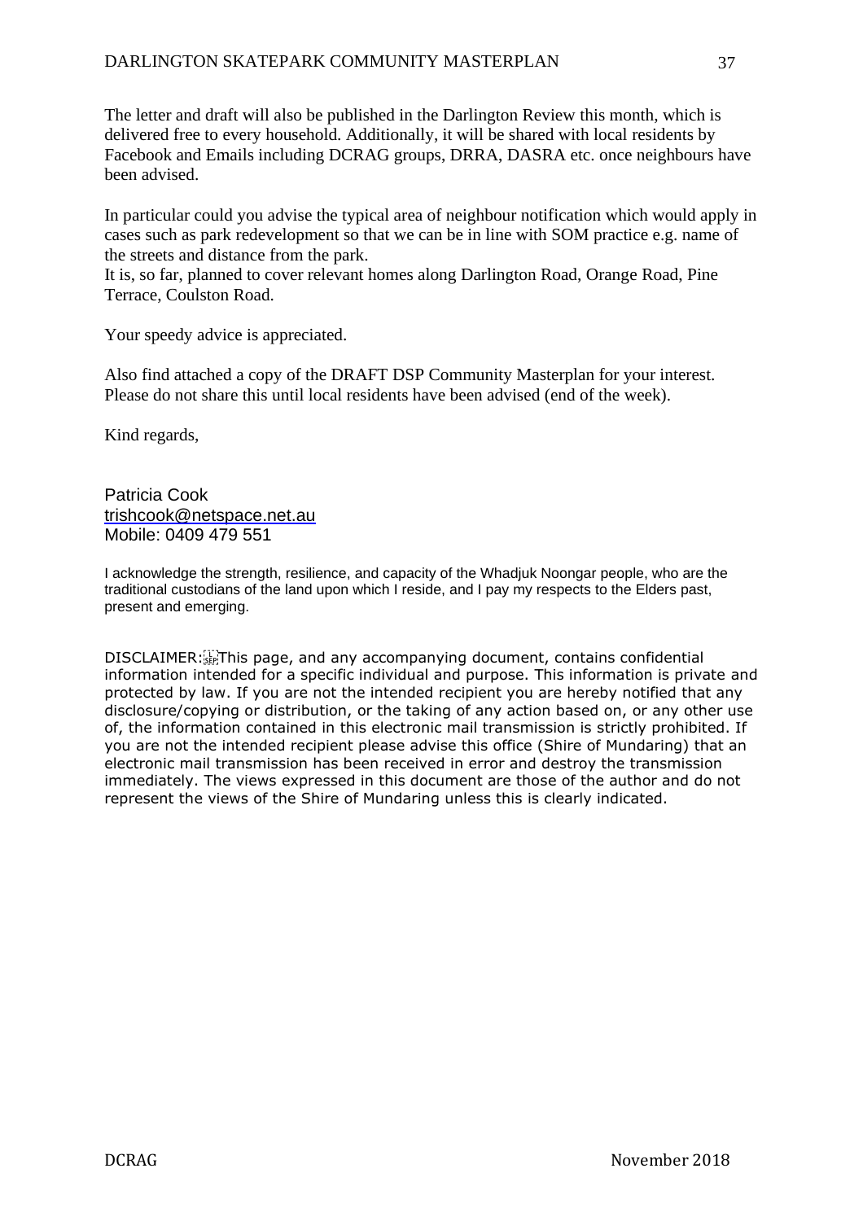The letter and draft will also be published in the Darlington Review this month, which is delivered free to every household. Additionally, it will be shared with local residents by Facebook and Emails including DCRAG groups, DRRA, DASRA etc. once neighbours have been advised.

In particular could you advise the typical area of neighbour notification which would apply in cases such as park redevelopment so that we can be in line with SOM practice e.g. name of the streets and distance from the park.
It is, so far, planned to cover relevant homes along Darlington Road, Orange Road, Pine Terrace, Coulston Road.

Your speedy advice is appreciated.

Also find attached a copy of the DRAFT DSP Community Masterplan for your interest. Please do not share this until local residents have been advised (end of the week).

Kind regards,

Patricia Cook
trishcook@netspace.net.au
Mobile: 0409 479 551

I acknowledge the strength, resilience, and capacity of the Whadjuk Noongar people, who are the traditional custodians of the land upon which I reside, and I pay my respects to the Elders past, present and emerging.

DISCLAIMER: This page, and any accompanying document, contains confidential information intended for a specific individual and purpose. This information is private and protected by law. If you are not the intended recipient you are hereby notified that any disclosure/copying or distribution, or the taking of any action based on, or any other use of, the information contained in this electronic mail transmission is strictly prohibited. If you are not the intended recipient please advise this office (Shire of Mundaring) that an electronic mail transmission has been received in error and destroy the transmission immediately. The views expressed in this document are those of the author and do not represent the views of the Shire of Mundaring unless this is clearly indicated.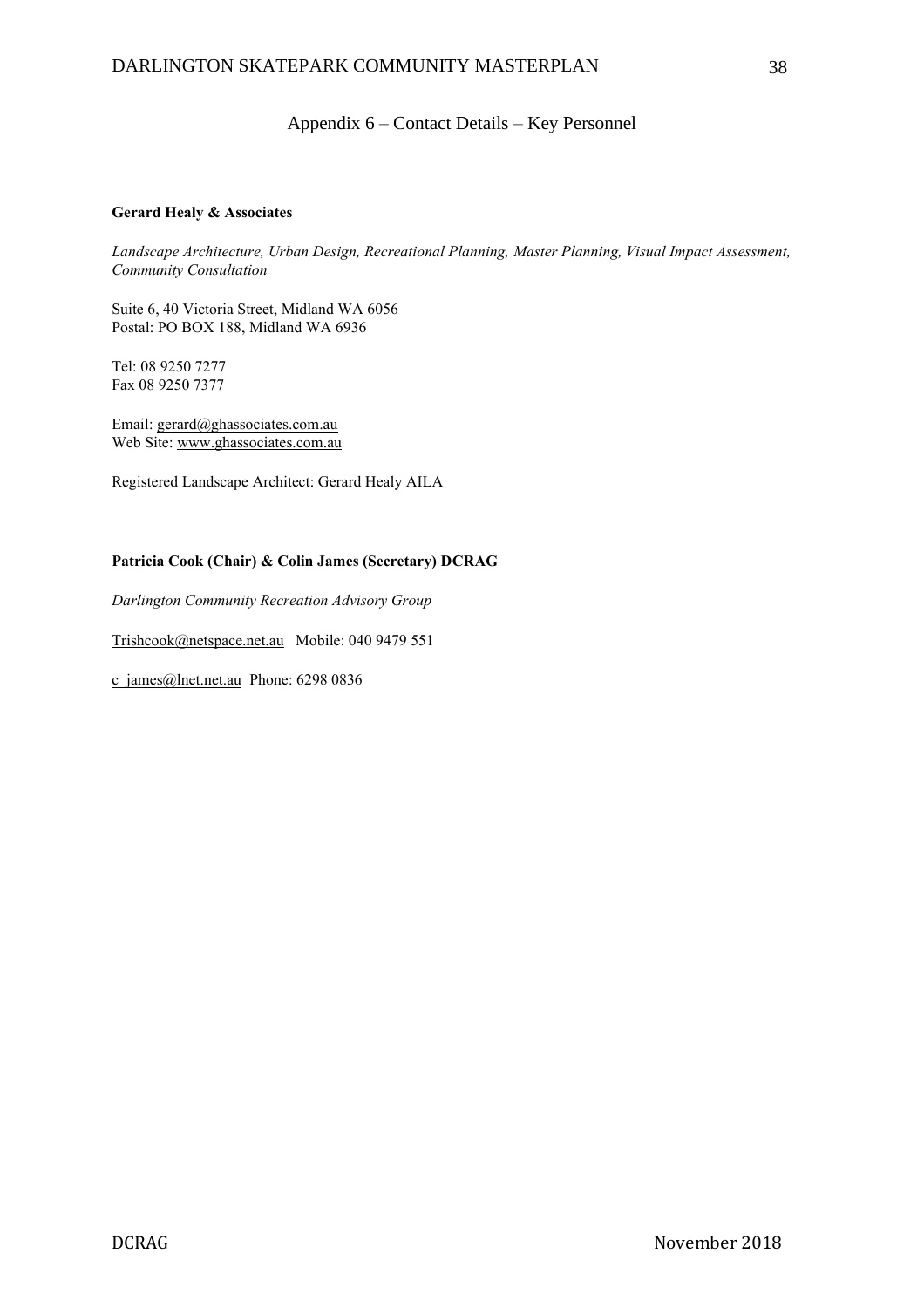## Appendix 6 – Contact Details – Key Personnel

**Gerard Healy & Associates**

*Landscape Architecture, Urban Design, Recreational Planning, Master Planning, Visual Impact Assessment, Community Consultation*

Suite 6, 40 Victoria Street, Midland WA 6056
Postal: PO BOX 188, Midland WA 6936

Tel: 08 9250 7277
Fax 08 9250 7377

Email: gerard@ghassociates.com.au
Web Site: www.ghassociates.com.au

Registered Landscape Architect: Gerard Healy AILA

**Patricia Cook (Chair) & Colin James (Secretary) DCRAG**

*Darlington Community Recreation Advisory Group*

Trishcook@netspace.net.au Mobile: 040 9479 551

c_james@lnet.net.au Phone: 6298 0836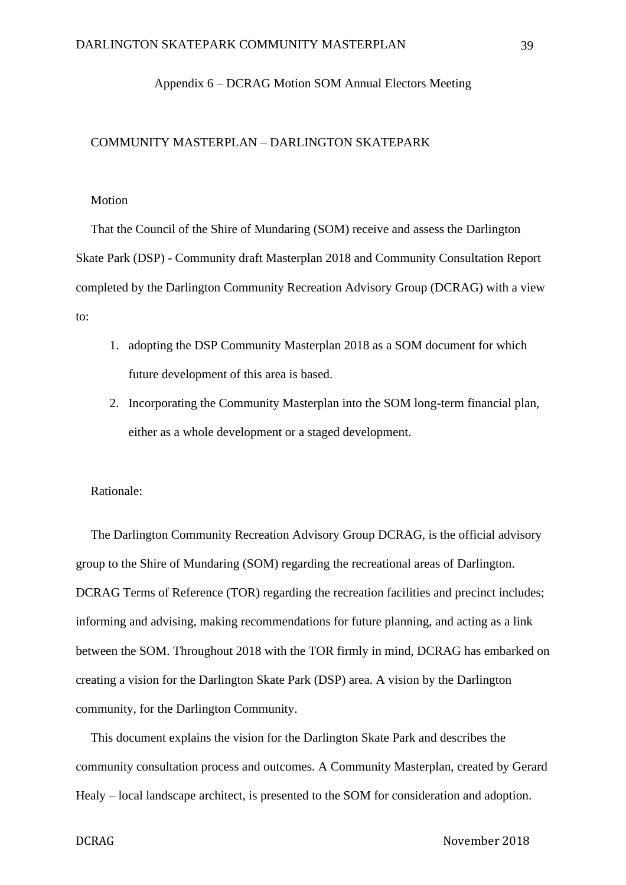## Appendix 6 – DCRAG Motion SOM Annual Electors Meeting

### COMMUNITY MASTERPLAN – DARLINGTON SKATEPARK

Motion

That the Council of the Shire of Mundaring (SOM) receive and assess the Darlington Skate Park (DSP) - Community draft Masterplan 2018 and Community Consultation Report completed by the Darlington Community Recreation Advisory Group (DCRAG) with a view to:

1. adopting the DSP Community Masterplan 2018 as a SOM document for which future development of this area is based.
2. Incorporating the Community Masterplan into the SOM long-term financial plan, either as a whole development or a staged development.

Rationale:

The Darlington Community Recreation Advisory Group DCRAG, is the official advisory group to the Shire of Mundaring (SOM) regarding the recreational areas of Darlington. DCRAG Terms of Reference (TOR) regarding the recreation facilities and precinct includes; informing and advising, making recommendations for future planning, and acting as a link between the SOM. Throughout 2018 with the TOR firmly in mind, DCRAG has embarked on creating a vision for the Darlington Skate Park (DSP) area. A vision by the Darlington community, for the Darlington Community.

This document explains the vision for the Darlington Skate Park and describes the community consultation process and outcomes. A Community Masterplan, created by Gerard Healy – local landscape architect, is presented to the SOM for consideration and adoption.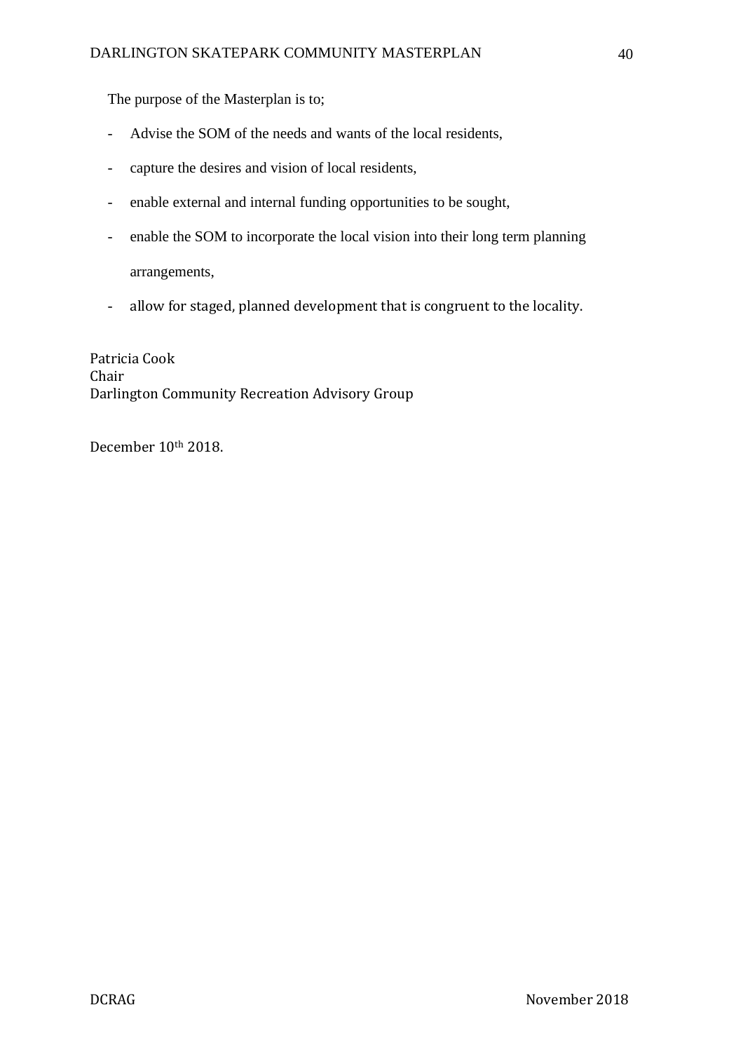The purpose of the Masterplan is to;

- Advise the SOM of the needs and wants of the local residents,
- capture the desires and vision of local residents,
- enable external and internal funding opportunities to be sought,
- enable the SOM to incorporate the local vision into their long term planning arrangements,
- allow for staged, planned development that is congruent to the locality.

Patricia Cook
Chair
Darlington Community Recreation Advisory Group

December 10th 2018.